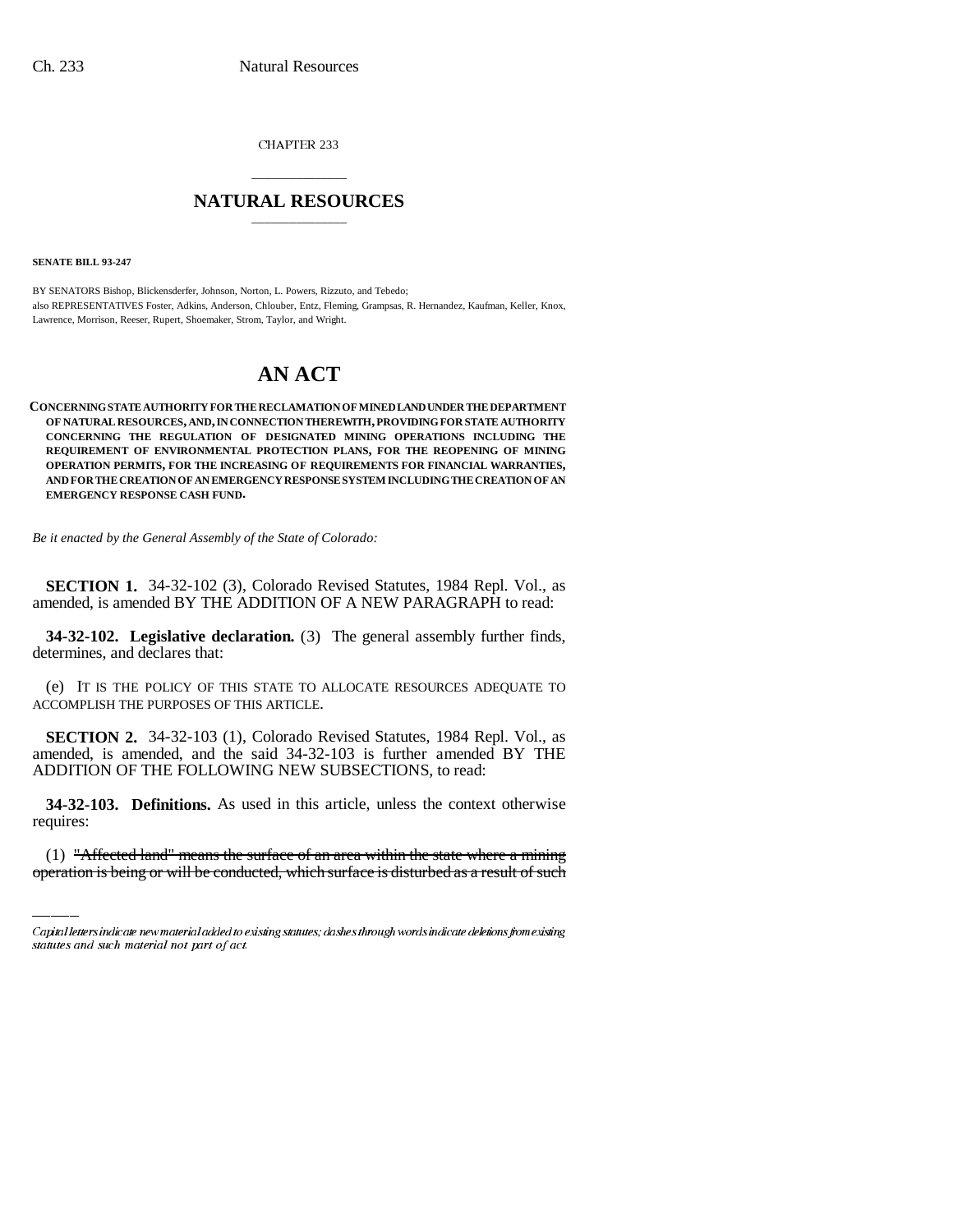CHAPTER 233

# NATURAL RESOURCES

**SENATE BILL 93-247**

BY SENATORS Bishop, Blickensderfer, Johnson, Norton, L. Powers, Rizzuto, and Tebedo;
also REPRESENTATIVES Foster, Adkins, Anderson, Chlouber, Entz, Fleming, Grampsas, R. Hernandez, Kaufman, Keller, Knox, Lawrence, Morrison, Reeser, Rupert, Shoemaker, Strom, Taylor, and Wright.

# AN ACT

**CONCERNING STATE AUTHORITY FOR THE RECLAMATION OF MINED LAND UNDER THE DEPARTMENT OF NATURAL RESOURCES, AND, IN CONNECTION THEREWITH, PROVIDING FOR STATE AUTHORITY CONCERNING THE REGULATION OF DESIGNATED MINING OPERATIONS INCLUDING THE REQUIREMENT OF ENVIRONMENTAL PROTECTION PLANS, FOR THE REOPENING OF MINING OPERATION PERMITS, FOR THE INCREASING OF REQUIREMENTS FOR FINANCIAL WARRANTIES, AND FOR THE CREATION OF AN EMERGENCY RESPONSE SYSTEM INCLUDING THE CREATION OF AN EMERGENCY RESPONSE CASH FUND.**

*Be it enacted by the General Assembly of the State of Colorado:*

**SECTION 1.** 34-32-102 (3), Colorado Revised Statutes, 1984 Repl. Vol., as amended, is amended BY THE ADDITION OF A NEW PARAGRAPH to read:

**34-32-102. Legislative declaration.** (3) The general assembly further finds, determines, and declares that:

(e) IT IS THE POLICY OF THIS STATE TO ALLOCATE RESOURCES ADEQUATE TO ACCOMPLISH THE PURPOSES OF THIS ARTICLE.

**SECTION 2.** 34-32-103 (1), Colorado Revised Statutes, 1984 Repl. Vol., as amended, is amended, and the said 34-32-103 is further amended BY THE ADDITION OF THE FOLLOWING NEW SUBSECTIONS, to read:

**34-32-103. Definitions.** As used in this article, unless the context otherwise requires:

(1) ~~"Affected land" means the surface of an area within the state where a mining operation is being or will be conducted, which surface is disturbed as a result of such~~

---

*Capital letters indicate new material added to existing statutes; dashes through words indicate deletions from existing statutes and such material not part of act.*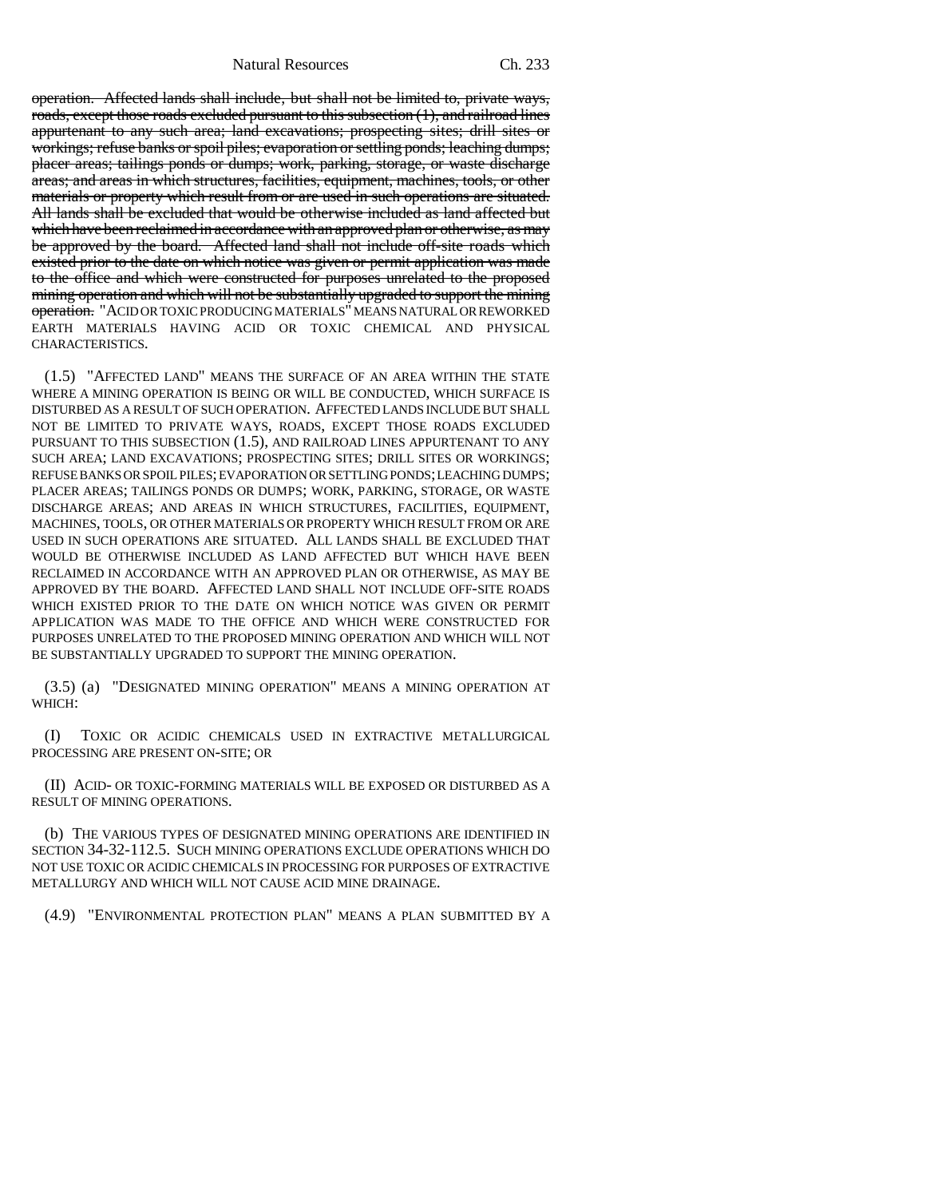~~operation. Affected lands shall include, but shall not be limited to, private ways, roads, except those roads excluded pursuant to this subsection (1), and railroad lines appurtenant to any such area; land excavations; prospecting sites; drill sites or workings; refuse banks or spoil piles; evaporation or settling ponds; leaching dumps; placer areas; tailings ponds or dumps; work, parking, storage, or waste discharge areas; and areas in which structures, facilities, equipment, machines, tools, or other materials or property which result from or are used in such operations are situated. All lands shall be excluded that would be otherwise included as land affected but which have been reclaimed in accordance with an approved plan or otherwise, as may be approved by the board. Affected land shall not include off-site roads which existed prior to the date on which notice was given or permit application was made to the office and which were constructed for purposes unrelated to the proposed mining operation and which will not be substantially upgraded to support the mining operation.~~ "ACID OR TOXIC PRODUCING MATERIALS" MEANS NATURAL OR REWORKED EARTH MATERIALS HAVING ACID OR TOXIC CHEMICAL AND PHYSICAL CHARACTERISTICS.

(1.5) "AFFECTED LAND" MEANS THE SURFACE OF AN AREA WITHIN THE STATE WHERE A MINING OPERATION IS BEING OR WILL BE CONDUCTED, WHICH SURFACE IS DISTURBED AS A RESULT OF SUCH OPERATION. AFFECTED LANDS INCLUDE BUT SHALL NOT BE LIMITED TO PRIVATE WAYS, ROADS, EXCEPT THOSE ROADS EXCLUDED PURSUANT TO THIS SUBSECTION (1.5), AND RAILROAD LINES APPURTENANT TO ANY SUCH AREA; LAND EXCAVATIONS; PROSPECTING SITES; DRILL SITES OR WORKINGS; REFUSE BANKS OR SPOIL PILES; EVAPORATION OR SETTLING PONDS; LEACHING DUMPS; PLACER AREAS; TAILINGS PONDS OR DUMPS; WORK, PARKING, STORAGE, OR WASTE DISCHARGE AREAS; AND AREAS IN WHICH STRUCTURES, FACILITIES, EQUIPMENT, MACHINES, TOOLS, OR OTHER MATERIALS OR PROPERTY WHICH RESULT FROM OR ARE USED IN SUCH OPERATIONS ARE SITUATED. ALL LANDS SHALL BE EXCLUDED THAT WOULD BE OTHERWISE INCLUDED AS LAND AFFECTED BUT WHICH HAVE BEEN RECLAIMED IN ACCORDANCE WITH AN APPROVED PLAN OR OTHERWISE, AS MAY BE APPROVED BY THE BOARD. AFFECTED LAND SHALL NOT INCLUDE OFF-SITE ROADS WHICH EXISTED PRIOR TO THE DATE ON WHICH NOTICE WAS GIVEN OR PERMIT APPLICATION WAS MADE TO THE OFFICE AND WHICH WERE CONSTRUCTED FOR PURPOSES UNRELATED TO THE PROPOSED MINING OPERATION AND WHICH WILL NOT BE SUBSTANTIALLY UPGRADED TO SUPPORT THE MINING OPERATION.

(3.5) (a) "DESIGNATED MINING OPERATION" MEANS A MINING OPERATION AT WHICH:

(I) TOXIC OR ACIDIC CHEMICALS USED IN EXTRACTIVE METALLURGICAL PROCESSING ARE PRESENT ON-SITE; OR

(II) ACID- OR TOXIC-FORMING MATERIALS WILL BE EXPOSED OR DISTURBED AS A RESULT OF MINING OPERATIONS.

(b) THE VARIOUS TYPES OF DESIGNATED MINING OPERATIONS ARE IDENTIFIED IN SECTION 34-32-112.5. SUCH MINING OPERATIONS EXCLUDE OPERATIONS WHICH DO NOT USE TOXIC OR ACIDIC CHEMICALS IN PROCESSING FOR PURPOSES OF EXTRACTIVE METALLURGY AND WHICH WILL NOT CAUSE ACID MINE DRAINAGE.

(4.9) "ENVIRONMENTAL PROTECTION PLAN" MEANS A PLAN SUBMITTED BY A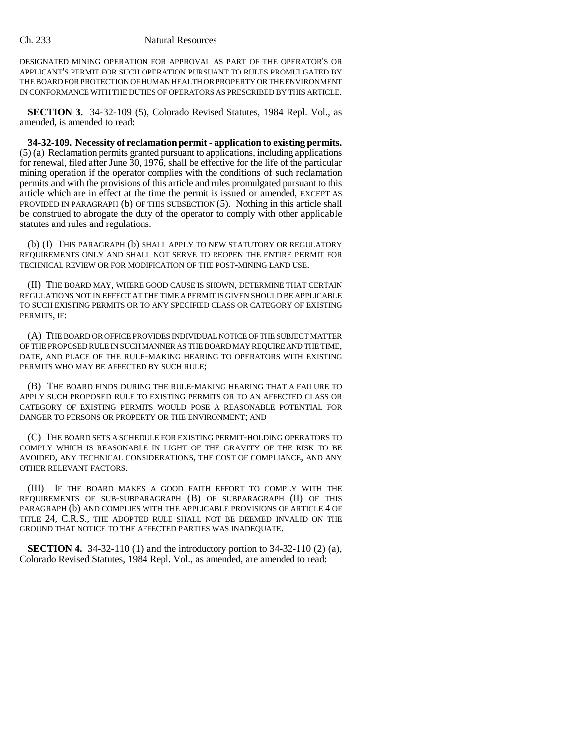DESIGNATED MINING OPERATION FOR APPROVAL AS PART OF THE OPERATOR'S OR APPLICANT'S PERMIT FOR SUCH OPERATION PURSUANT TO RULES PROMULGATED BY THE BOARD FOR PROTECTION OF HUMAN HEALTH OR PROPERTY OR THE ENVIRONMENT IN CONFORMANCE WITH THE DUTIES OF OPERATORS AS PRESCRIBED BY THIS ARTICLE.

**SECTION 3.** 34-32-109 (5), Colorado Revised Statutes, 1984 Repl. Vol., as amended, is amended to read:

**34-32-109. Necessity of reclamation permit - application to existing permits.** (5) (a) Reclamation permits granted pursuant to applications, including applications for renewal, filed after June 30, 1976, shall be effective for the life of the particular mining operation if the operator complies with the conditions of such reclamation permits and with the provisions of this article and rules promulgated pursuant to this article which are in effect at the time the permit is issued or amended, EXCEPT AS PROVIDED IN PARAGRAPH (b) OF THIS SUBSECTION (5). Nothing in this article shall be construed to abrogate the duty of the operator to comply with other applicable statutes and rules and regulations.

(b) (I) THIS PARAGRAPH (b) SHALL APPLY TO NEW STATUTORY OR REGULATORY REQUIREMENTS ONLY AND SHALL NOT SERVE TO REOPEN THE ENTIRE PERMIT FOR TECHNICAL REVIEW OR FOR MODIFICATION OF THE POST-MINING LAND USE.

(II) THE BOARD MAY, WHERE GOOD CAUSE IS SHOWN, DETERMINE THAT CERTAIN REGULATIONS NOT IN EFFECT AT THE TIME A PERMIT IS GIVEN SHOULD BE APPLICABLE TO SUCH EXISTING PERMITS OR TO ANY SPECIFIED CLASS OR CATEGORY OF EXISTING PERMITS, IF:

(A) THE BOARD OR OFFICE PROVIDES INDIVIDUAL NOTICE OF THE SUBJECT MATTER OF THE PROPOSED RULE IN SUCH MANNER AS THE BOARD MAY REQUIRE AND THE TIME, DATE, AND PLACE OF THE RULE-MAKING HEARING TO OPERATORS WITH EXISTING PERMITS WHO MAY BE AFFECTED BY SUCH RULE;

(B) THE BOARD FINDS DURING THE RULE-MAKING HEARING THAT A FAILURE TO APPLY SUCH PROPOSED RULE TO EXISTING PERMITS OR TO AN AFFECTED CLASS OR CATEGORY OF EXISTING PERMITS WOULD POSE A REASONABLE POTENTIAL FOR DANGER TO PERSONS OR PROPERTY OR THE ENVIRONMENT; AND

(C) THE BOARD SETS A SCHEDULE FOR EXISTING PERMIT-HOLDING OPERATORS TO COMPLY WHICH IS REASONABLE IN LIGHT OF THE GRAVITY OF THE RISK TO BE AVOIDED, ANY TECHNICAL CONSIDERATIONS, THE COST OF COMPLIANCE, AND ANY OTHER RELEVANT FACTORS.

(III) IF THE BOARD MAKES A GOOD FAITH EFFORT TO COMPLY WITH THE REQUIREMENTS OF SUB-SUBPARAGRAPH (B) OF SUBPARAGRAPH (II) OF THIS PARAGRAPH (b) AND COMPLIES WITH THE APPLICABLE PROVISIONS OF ARTICLE 4 OF TITLE 24, C.R.S., THE ADOPTED RULE SHALL NOT BE DEEMED INVALID ON THE GROUND THAT NOTICE TO THE AFFECTED PARTIES WAS INADEQUATE.

**SECTION 4.** 34-32-110 (1) and the introductory portion to 34-32-110 (2) (a), Colorado Revised Statutes, 1984 Repl. Vol., as amended, are amended to read: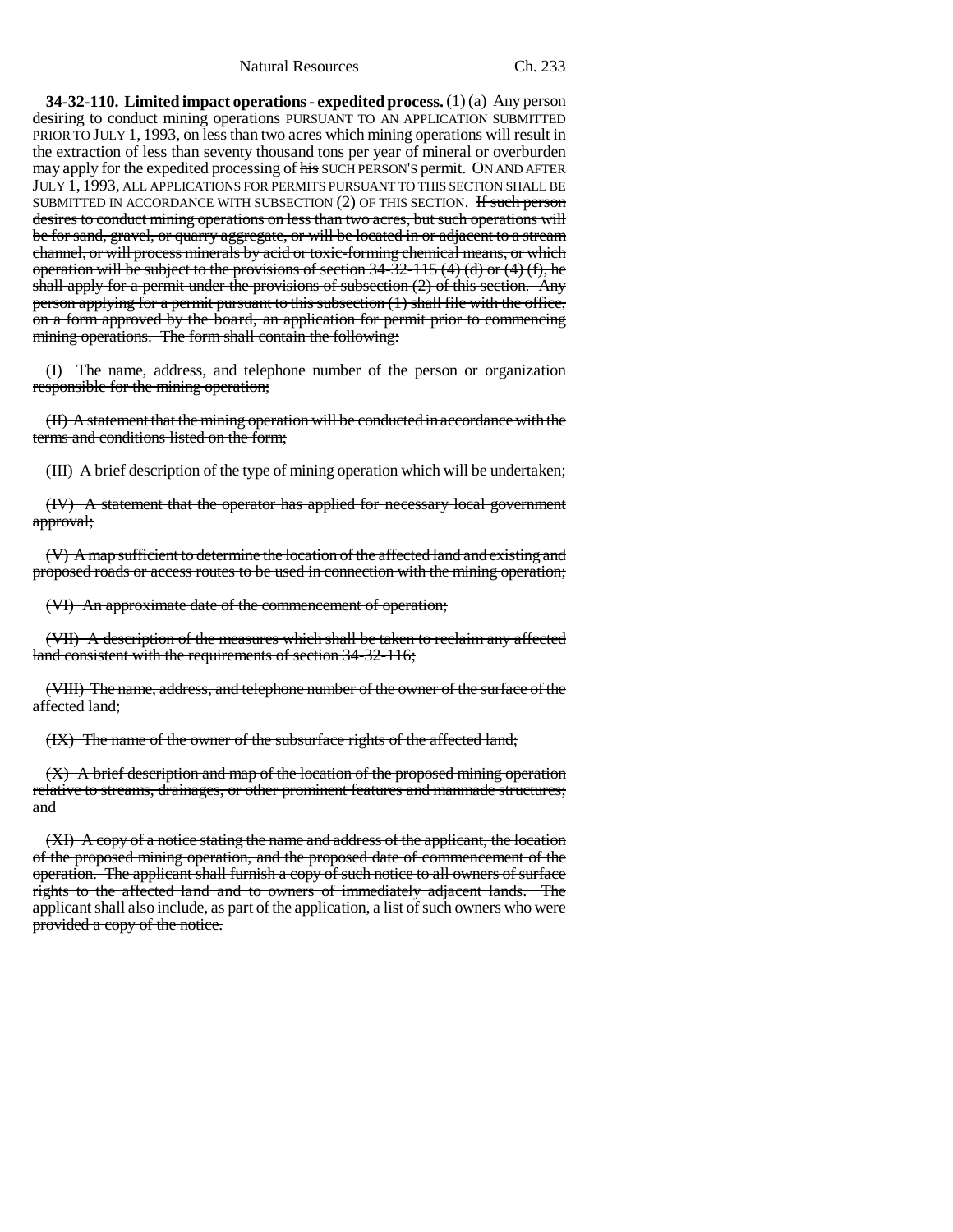**34-32-110. Limited impact operations - expedited process.** (1) (a) Any person desiring to conduct mining operations PURSUANT TO AN APPLICATION SUBMITTED PRIOR TO JULY 1, 1993, on less than two acres which mining operations will result in the extraction of less than seventy thousand tons per year of mineral or overburden may apply for the expedited processing of ~~his~~ SUCH PERSON'S permit. ON AND AFTER JULY 1, 1993, ALL APPLICATIONS FOR PERMITS PURSUANT TO THIS SECTION SHALL BE SUBMITTED IN ACCORDANCE WITH SUBSECTION (2) OF THIS SECTION. ~~If such person desires to conduct mining operations on less than two acres, but such operations will be for sand, gravel, or quarry aggregate, or will be located in or adjacent to a stream channel, or will process minerals by acid or toxic-forming chemical means, or which operation will be subject to the provisions of section 34-32-115 (4) (d) or (4) (f), he shall apply for a permit under the provisions of subsection (2) of this section. Any person applying for a permit pursuant to this subsection (1) shall file with the office, on a form approved by the board, an application for permit prior to commencing mining operations. The form shall contain the following:~~

~~(I) The name, address, and telephone number of the person or organization responsible for the mining operation;~~

~~(II) A statement that the mining operation will be conducted in accordance with the terms and conditions listed on the form;~~

~~(III) A brief description of the type of mining operation which will be undertaken;~~

~~(IV) A statement that the operator has applied for necessary local government approval;~~

~~(V) A map sufficient to determine the location of the affected land and existing and proposed roads or access routes to be used in connection with the mining operation;~~

~~(VI) An approximate date of the commencement of operation;~~

~~(VII) A description of the measures which shall be taken to reclaim any affected land consistent with the requirements of section 34-32-116;~~

~~(VIII) The name, address, and telephone number of the owner of the surface of the affected land;~~

~~(IX) The name of the owner of the subsurface rights of the affected land;~~

~~(X) A brief description and map of the location of the proposed mining operation relative to streams, drainages, or other prominent features and manmade structures; and~~

~~(XI) A copy of a notice stating the name and address of the applicant, the location of the proposed mining operation, and the proposed date of commencement of the operation. The applicant shall furnish a copy of such notice to all owners of surface rights to the affected land and to owners of immediately adjacent lands. The applicant shall also include, as part of the application, a list of such owners who were provided a copy of the notice.~~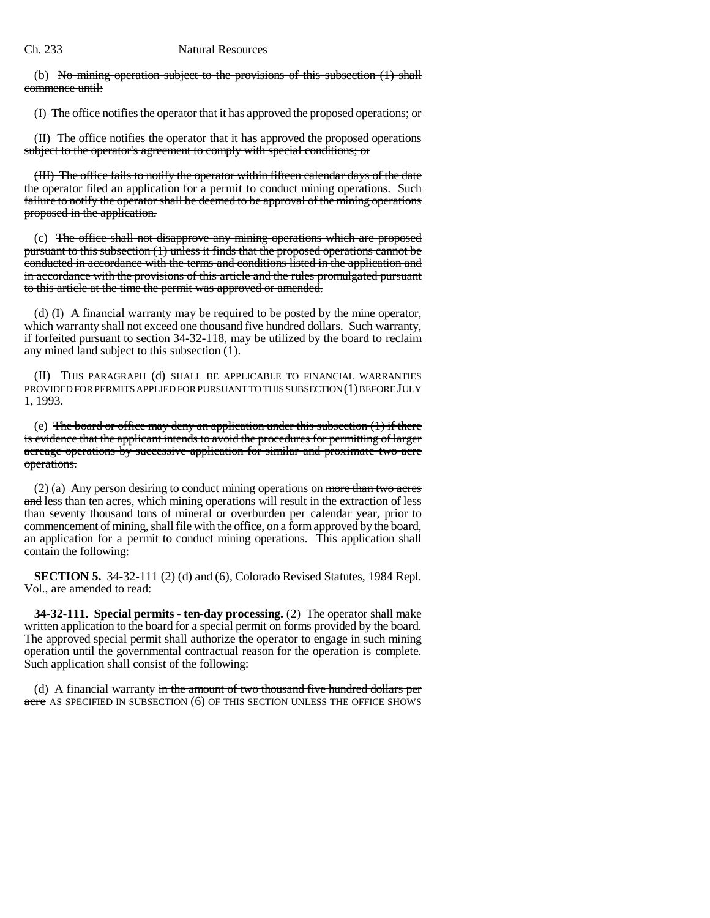(b) ~~No mining operation subject to the provisions of this subsection (1) shall commence until:~~

~~(I) The office notifies the operator that it has approved the proposed operations; or~~

~~(II) The office notifies the operator that it has approved the proposed operations subject to the operator's agreement to comply with special conditions; or~~

~~(III) The office fails to notify the operator within fifteen calendar days of the date the operator filed an application for a permit to conduct mining operations. Such failure to notify the operator shall be deemed to be approval of the mining operations proposed in the application.~~

(c) ~~The office shall not disapprove any mining operations which are proposed pursuant to this subsection (1) unless it finds that the proposed operations cannot be conducted in accordance with the terms and conditions listed in the application and in accordance with the provisions of this article and the rules promulgated pursuant to this article at the time the permit was approved or amended.~~

(d) (I) A financial warranty may be required to be posted by the mine operator, which warranty shall not exceed one thousand five hundred dollars. Such warranty, if forfeited pursuant to section 34-32-118, may be utilized by the board to reclaim any mined land subject to this subsection (1).

(II) THIS PARAGRAPH (d) SHALL BE APPLICABLE TO FINANCIAL WARRANTIES PROVIDED FOR PERMITS APPLIED FOR PURSUANT TO THIS SUBSECTION (1) BEFORE JULY 1, 1993.

(e) ~~The board or office may deny an application under this subsection (1) if there is evidence that the applicant intends to avoid the procedures for permitting of larger acreage operations by successive application for similar and proximate two-acre operations.~~

(2) (a) Any person desiring to conduct mining operations on ~~more than two acres and~~ less than ten acres, which mining operations will result in the extraction of less than seventy thousand tons of mineral or overburden per calendar year, prior to commencement of mining, shall file with the office, on a form approved by the board, an application for a permit to conduct mining operations. This application shall contain the following:

**SECTION 5.** 34-32-111 (2) (d) and (6), Colorado Revised Statutes, 1984 Repl. Vol., are amended to read:

**34-32-111. Special permits - ten-day processing.** (2) The operator shall make written application to the board for a special permit on forms provided by the board. The approved special permit shall authorize the operator to engage in such mining operation until the governmental contractual reason for the operation is complete. Such application shall consist of the following:

(d) A financial warranty ~~in the amount of two thousand five hundred dollars per acre~~ AS SPECIFIED IN SUBSECTION (6) OF THIS SECTION UNLESS THE OFFICE SHOWS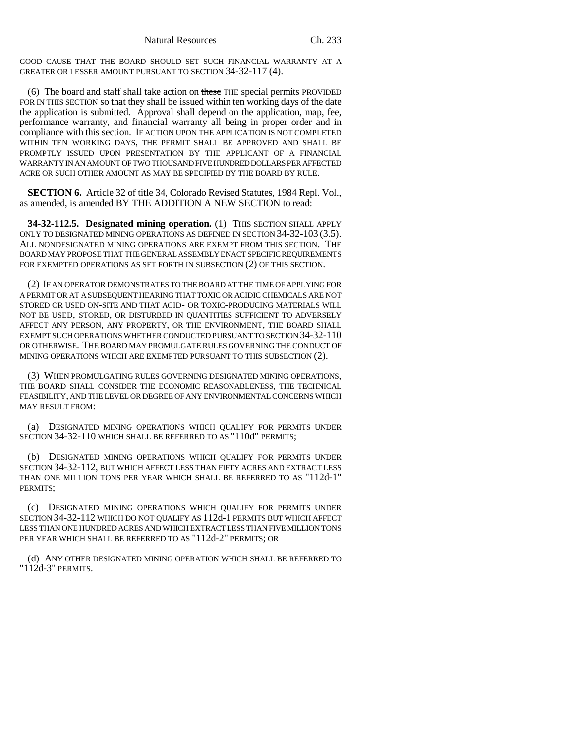GOOD CAUSE THAT THE BOARD SHOULD SET SUCH FINANCIAL WARRANTY AT A GREATER OR LESSER AMOUNT PURSUANT TO SECTION 34-32-117 (4).

(6) The board and staff shall take action on ~~these~~ THE special permits PROVIDED FOR IN THIS SECTION so that they shall be issued within ten working days of the date the application is submitted. Approval shall depend on the application, map, fee, performance warranty, and financial warranty all being in proper order and in compliance with this section. IF ACTION UPON THE APPLICATION IS NOT COMPLETED WITHIN TEN WORKING DAYS, THE PERMIT SHALL BE APPROVED AND SHALL BE PROMPTLY ISSUED UPON PRESENTATION BY THE APPLICANT OF A FINANCIAL WARRANTY IN AN AMOUNT OF TWO THOUSAND FIVE HUNDRED DOLLARS PER AFFECTED ACRE OR SUCH OTHER AMOUNT AS MAY BE SPECIFIED BY THE BOARD BY RULE.

**SECTION 6.** Article 32 of title 34, Colorado Revised Statutes, 1984 Repl. Vol., as amended, is amended BY THE ADDITION A NEW SECTION to read:

**34-32-112.5. Designated mining operation.** (1) THIS SECTION SHALL APPLY ONLY TO DESIGNATED MINING OPERATIONS AS DEFINED IN SECTION 34-32-103 (3.5). ALL NONDESIGNATED MINING OPERATIONS ARE EXEMPT FROM THIS SECTION. THE BOARD MAY PROPOSE THAT THE GENERAL ASSEMBLY ENACT SPECIFIC REQUIREMENTS FOR EXEMPTED OPERATIONS AS SET FORTH IN SUBSECTION (2) OF THIS SECTION.

(2) IF AN OPERATOR DEMONSTRATES TO THE BOARD AT THE TIME OF APPLYING FOR A PERMIT OR AT A SUBSEQUENT HEARING THAT TOXIC OR ACIDIC CHEMICALS ARE NOT STORED OR USED ON-SITE AND THAT ACID- OR TOXIC-PRODUCING MATERIALS WILL NOT BE USED, STORED, OR DISTURBED IN QUANTITIES SUFFICIENT TO ADVERSELY AFFECT ANY PERSON, ANY PROPERTY, OR THE ENVIRONMENT, THE BOARD SHALL EXEMPT SUCH OPERATIONS WHETHER CONDUCTED PURSUANT TO SECTION 34-32-110 OR OTHERWISE. THE BOARD MAY PROMULGATE RULES GOVERNING THE CONDUCT OF MINING OPERATIONS WHICH ARE EXEMPTED PURSUANT TO THIS SUBSECTION (2).

(3) WHEN PROMULGATING RULES GOVERNING DESIGNATED MINING OPERATIONS, THE BOARD SHALL CONSIDER THE ECONOMIC REASONABLENESS, THE TECHNICAL FEASIBILITY, AND THE LEVEL OR DEGREE OF ANY ENVIRONMENTAL CONCERNS WHICH MAY RESULT FROM:

(a) DESIGNATED MINING OPERATIONS WHICH QUALIFY FOR PERMITS UNDER SECTION 34-32-110 WHICH SHALL BE REFERRED TO AS "110d" PERMITS;

(b) DESIGNATED MINING OPERATIONS WHICH QUALIFY FOR PERMITS UNDER SECTION 34-32-112, BUT WHICH AFFECT LESS THAN FIFTY ACRES AND EXTRACT LESS THAN ONE MILLION TONS PER YEAR WHICH SHALL BE REFERRED TO AS "112d-1" PERMITS;

(c) DESIGNATED MINING OPERATIONS WHICH QUALIFY FOR PERMITS UNDER SECTION 34-32-112 WHICH DO NOT QUALIFY AS 112d-1 PERMITS BUT WHICH AFFECT LESS THAN ONE HUNDRED ACRES AND WHICH EXTRACT LESS THAN FIVE MILLION TONS PER YEAR WHICH SHALL BE REFERRED TO AS "112d-2" PERMITS; OR

(d) ANY OTHER DESIGNATED MINING OPERATION WHICH SHALL BE REFERRED TO "112d-3" PERMITS.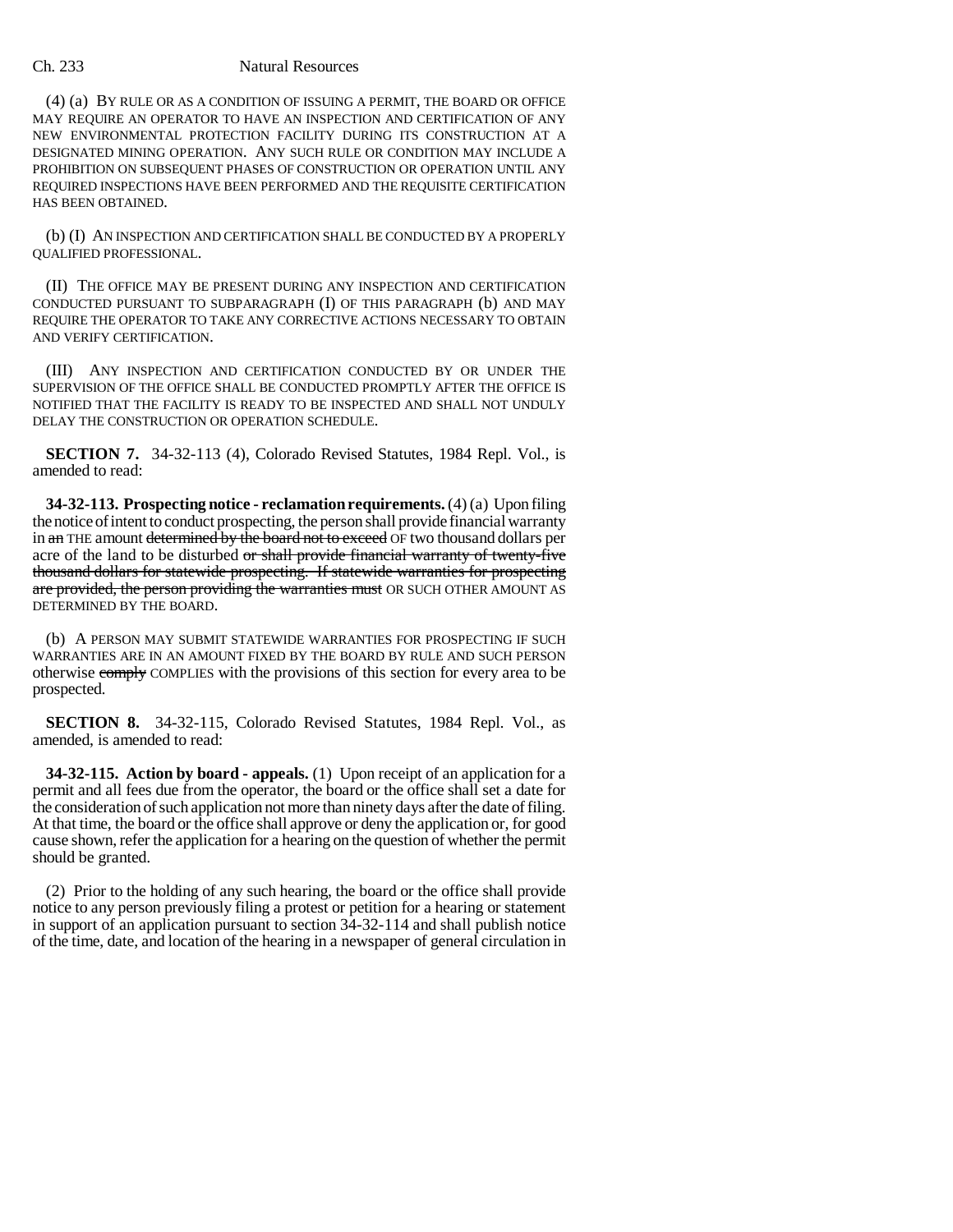(4) (a) BY RULE OR AS A CONDITION OF ISSUING A PERMIT, THE BOARD OR OFFICE MAY REQUIRE AN OPERATOR TO HAVE AN INSPECTION AND CERTIFICATION OF ANY NEW ENVIRONMENTAL PROTECTION FACILITY DURING ITS CONSTRUCTION AT A DESIGNATED MINING OPERATION. ANY SUCH RULE OR CONDITION MAY INCLUDE A PROHIBITION ON SUBSEQUENT PHASES OF CONSTRUCTION OR OPERATION UNTIL ANY REQUIRED INSPECTIONS HAVE BEEN PERFORMED AND THE REQUISITE CERTIFICATION HAS BEEN OBTAINED.

(b) (I) AN INSPECTION AND CERTIFICATION SHALL BE CONDUCTED BY A PROPERLY QUALIFIED PROFESSIONAL.

(II) THE OFFICE MAY BE PRESENT DURING ANY INSPECTION AND CERTIFICATION CONDUCTED PURSUANT TO SUBPARAGRAPH (I) OF THIS PARAGRAPH (b) AND MAY REQUIRE THE OPERATOR TO TAKE ANY CORRECTIVE ACTIONS NECESSARY TO OBTAIN AND VERIFY CERTIFICATION.

(III) ANY INSPECTION AND CERTIFICATION CONDUCTED BY OR UNDER THE SUPERVISION OF THE OFFICE SHALL BE CONDUCTED PROMPTLY AFTER THE OFFICE IS NOTIFIED THAT THE FACILITY IS READY TO BE INSPECTED AND SHALL NOT UNDULY DELAY THE CONSTRUCTION OR OPERATION SCHEDULE.

**SECTION 7.** 34-32-113 (4), Colorado Revised Statutes, 1984 Repl. Vol., is amended to read:

**34-32-113. Prospecting notice - reclamation requirements.** (4) (a) Upon filing the notice of intent to conduct prospecting, the person shall provide financial warranty in ~~an~~ THE amount ~~determined by the board not to exceed~~ OF two thousand dollars per acre of the land to be disturbed ~~or shall provide financial warranty of twenty-five thousand dollars for statewide prospecting. If statewide warranties for prospecting are provided, the person providing the warranties must~~ OR SUCH OTHER AMOUNT AS DETERMINED BY THE BOARD.

(b) A PERSON MAY SUBMIT STATEWIDE WARRANTIES FOR PROSPECTING IF SUCH WARRANTIES ARE IN AN AMOUNT FIXED BY THE BOARD BY RULE AND SUCH PERSON otherwise ~~comply~~ COMPLIES with the provisions of this section for every area to be prospected.

**SECTION 8.** 34-32-115, Colorado Revised Statutes, 1984 Repl. Vol., as amended, is amended to read:

**34-32-115. Action by board - appeals.** (1) Upon receipt of an application for a permit and all fees due from the operator, the board or the office shall set a date for the consideration of such application not more than ninety days after the date of filing. At that time, the board or the office shall approve or deny the application or, for good cause shown, refer the application for a hearing on the question of whether the permit should be granted.

(2) Prior to the holding of any such hearing, the board or the office shall provide notice to any person previously filing a protest or petition for a hearing or statement in support of an application pursuant to section 34-32-114 and shall publish notice of the time, date, and location of the hearing in a newspaper of general circulation in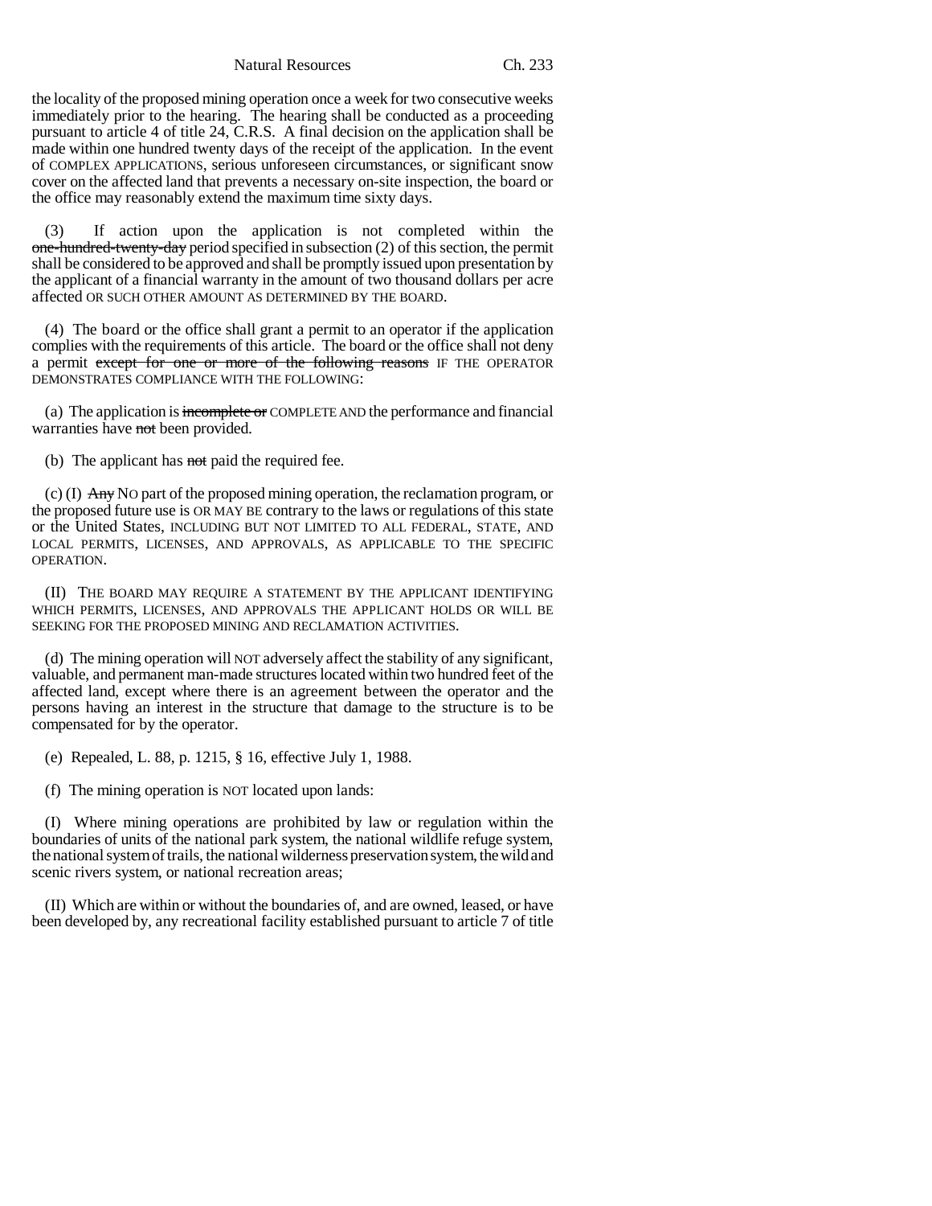the locality of the proposed mining operation once a week for two consecutive weeks immediately prior to the hearing. The hearing shall be conducted as a proceeding pursuant to article 4 of title 24, C.R.S. A final decision on the application shall be made within one hundred twenty days of the receipt of the application. In the event of COMPLEX APPLICATIONS, serious unforeseen circumstances, or significant snow cover on the affected land that prevents a necessary on-site inspection, the board or the office may reasonably extend the maximum time sixty days.

(3) If action upon the application is not completed within the ~~one-hundred-twenty-day~~ period specified in subsection (2) of this section, the permit shall be considered to be approved and shall be promptly issued upon presentation by the applicant of a financial warranty in the amount of two thousand dollars per acre affected OR SUCH OTHER AMOUNT AS DETERMINED BY THE BOARD.

(4) The board or the office shall grant a permit to an operator if the application complies with the requirements of this article. The board or the office shall not deny a permit ~~except for one or more of the following reasons~~ IF THE OPERATOR DEMONSTRATES COMPLIANCE WITH THE FOLLOWING:

(a) The application is ~~incomplete or~~ COMPLETE AND the performance and financial warranties have ~~not~~ been provided.

(b) The applicant has ~~not~~ paid the required fee.

(c) (I) ~~Any~~ NO part of the proposed mining operation, the reclamation program, or the proposed future use is OR MAY BE contrary to the laws or regulations of this state or the United States, INCLUDING BUT NOT LIMITED TO ALL FEDERAL, STATE, AND LOCAL PERMITS, LICENSES, AND APPROVALS, AS APPLICABLE TO THE SPECIFIC OPERATION.

(II) THE BOARD MAY REQUIRE A STATEMENT BY THE APPLICANT IDENTIFYING WHICH PERMITS, LICENSES, AND APPROVALS THE APPLICANT HOLDS OR WILL BE SEEKING FOR THE PROPOSED MINING AND RECLAMATION ACTIVITIES.

(d) The mining operation will NOT adversely affect the stability of any significant, valuable, and permanent man-made structures located within two hundred feet of the affected land, except where there is an agreement between the operator and the persons having an interest in the structure that damage to the structure is to be compensated for by the operator.

(e) Repealed, L. 88, p. 1215, § 16, effective July 1, 1988.

(f) The mining operation is NOT located upon lands:

(I) Where mining operations are prohibited by law or regulation within the boundaries of units of the national park system, the national wildlife refuge system, the national system of trails, the national wilderness preservation system, the wild and scenic rivers system, or national recreation areas;

(II) Which are within or without the boundaries of, and are owned, leased, or have been developed by, any recreational facility established pursuant to article 7 of title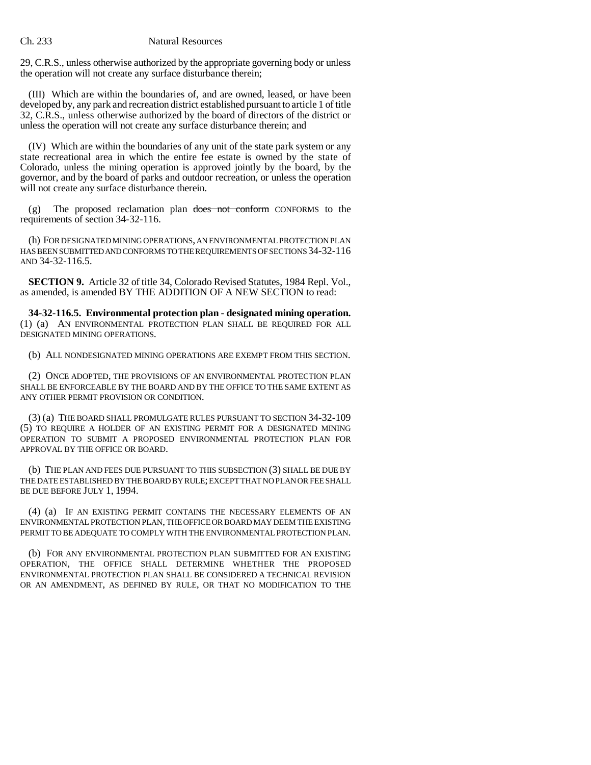29, C.R.S., unless otherwise authorized by the appropriate governing body or unless the operation will not create any surface disturbance therein;

(III) Which are within the boundaries of, and are owned, leased, or have been developed by, any park and recreation district established pursuant to article 1 of title 32, C.R.S., unless otherwise authorized by the board of directors of the district or unless the operation will not create any surface disturbance therein; and

(IV) Which are within the boundaries of any unit of the state park system or any state recreational area in which the entire fee estate is owned by the state of Colorado, unless the mining operation is approved jointly by the board, by the governor, and by the board of parks and outdoor recreation, or unless the operation will not create any surface disturbance therein.

(g) The proposed reclamation plan ~~does not conform~~ CONFORMS to the requirements of section 34-32-116.

(h) FOR DESIGNATED MINING OPERATIONS, AN ENVIRONMENTAL PROTECTION PLAN HAS BEEN SUBMITTED AND CONFORMS TO THE REQUIREMENTS OF SECTIONS 34-32-116 AND 34-32-116.5.

**SECTION 9.** Article 32 of title 34, Colorado Revised Statutes, 1984 Repl. Vol., as amended, is amended BY THE ADDITION OF A NEW SECTION to read:

**34-32-116.5. Environmental protection plan - designated mining operation.** (1) (a) AN ENVIRONMENTAL PROTECTION PLAN SHALL BE REQUIRED FOR ALL DESIGNATED MINING OPERATIONS.

(b) ALL NONDESIGNATED MINING OPERATIONS ARE EXEMPT FROM THIS SECTION.

(2) ONCE ADOPTED, THE PROVISIONS OF AN ENVIRONMENTAL PROTECTION PLAN SHALL BE ENFORCEABLE BY THE BOARD AND BY THE OFFICE TO THE SAME EXTENT AS ANY OTHER PERMIT PROVISION OR CONDITION.

(3) (a) THE BOARD SHALL PROMULGATE RULES PURSUANT TO SECTION 34-32-109 (5) TO REQUIRE A HOLDER OF AN EXISTING PERMIT FOR A DESIGNATED MINING OPERATION TO SUBMIT A PROPOSED ENVIRONMENTAL PROTECTION PLAN FOR APPROVAL BY THE OFFICE OR BOARD.

(b) THE PLAN AND FEES DUE PURSUANT TO THIS SUBSECTION (3) SHALL BE DUE BY THE DATE ESTABLISHED BY THE BOARD BY RULE; EXCEPT THAT NO PLAN OR FEE SHALL BE DUE BEFORE JULY 1, 1994.

(4) (a) IF AN EXISTING PERMIT CONTAINS THE NECESSARY ELEMENTS OF AN ENVIRONMENTAL PROTECTION PLAN, THE OFFICE OR BOARD MAY DEEM THE EXISTING PERMIT TO BE ADEQUATE TO COMPLY WITH THE ENVIRONMENTAL PROTECTION PLAN.

(b) FOR ANY ENVIRONMENTAL PROTECTION PLAN SUBMITTED FOR AN EXISTING OPERATION, THE OFFICE SHALL DETERMINE WHETHER THE PROPOSED ENVIRONMENTAL PROTECTION PLAN SHALL BE CONSIDERED A TECHNICAL REVISION OR AN AMENDMENT, AS DEFINED BY RULE, OR THAT NO MODIFICATION TO THE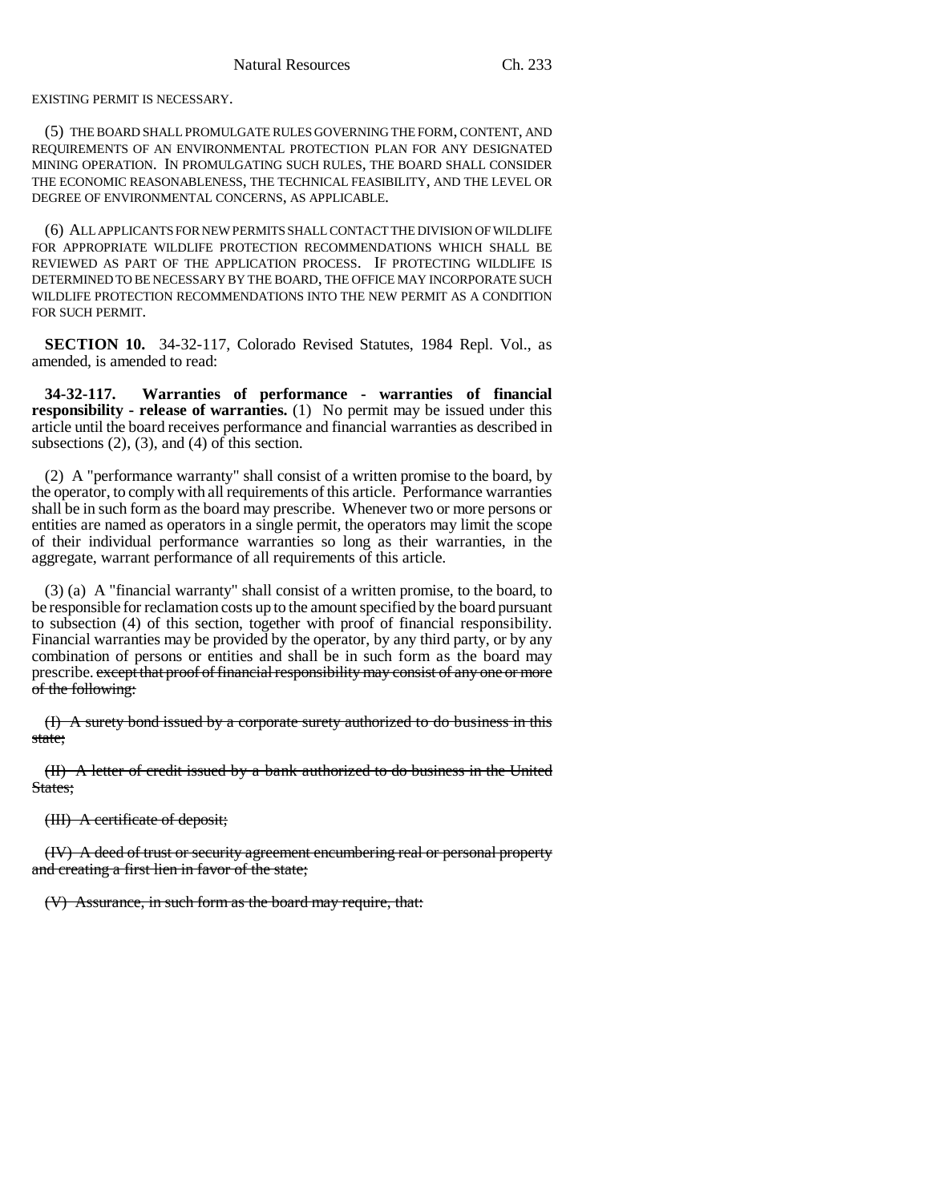EXISTING PERMIT IS NECESSARY.

(5) THE BOARD SHALL PROMULGATE RULES GOVERNING THE FORM, CONTENT, AND REQUIREMENTS OF AN ENVIRONMENTAL PROTECTION PLAN FOR ANY DESIGNATED MINING OPERATION. IN PROMULGATING SUCH RULES, THE BOARD SHALL CONSIDER THE ECONOMIC REASONABLENESS, THE TECHNICAL FEASIBILITY, AND THE LEVEL OR DEGREE OF ENVIRONMENTAL CONCERNS, AS APPLICABLE.

(6) ALL APPLICANTS FOR NEW PERMITS SHALL CONTACT THE DIVISION OF WILDLIFE FOR APPROPRIATE WILDLIFE PROTECTION RECOMMENDATIONS WHICH SHALL BE REVIEWED AS PART OF THE APPLICATION PROCESS. IF PROTECTING WILDLIFE IS DETERMINED TO BE NECESSARY BY THE BOARD, THE OFFICE MAY INCORPORATE SUCH WILDLIFE PROTECTION RECOMMENDATIONS INTO THE NEW PERMIT AS A CONDITION FOR SUCH PERMIT.

**SECTION 10.** 34-32-117, Colorado Revised Statutes, 1984 Repl. Vol., as amended, is amended to read:

**34-32-117. Warranties of performance - warranties of financial responsibility - release of warranties.** (1) No permit may be issued under this article until the board receives performance and financial warranties as described in subsections (2), (3), and (4) of this section.

(2) A "performance warranty" shall consist of a written promise to the board, by the operator, to comply with all requirements of this article. Performance warranties shall be in such form as the board may prescribe. Whenever two or more persons or entities are named as operators in a single permit, the operators may limit the scope of their individual performance warranties so long as their warranties, in the aggregate, warrant performance of all requirements of this article.

(3) (a) A "financial warranty" shall consist of a written promise, to the board, to be responsible for reclamation costs up to the amount specified by the board pursuant to subsection (4) of this section, together with proof of financial responsibility. Financial warranties may be provided by the operator, by any third party, or by any combination of persons or entities and shall be in such form as the board may prescribe. ~~except that proof of financial responsibility may consist of any one or more of the following:~~

~~(I) A surety bond issued by a corporate surety authorized to do business in this state;~~

~~(II) A letter of credit issued by a bank authorized to do business in the United States;~~

~~(III) A certificate of deposit;~~

~~(IV) A deed of trust or security agreement encumbering real or personal property and creating a first lien in favor of the state;~~

~~(V) Assurance, in such form as the board may require, that:~~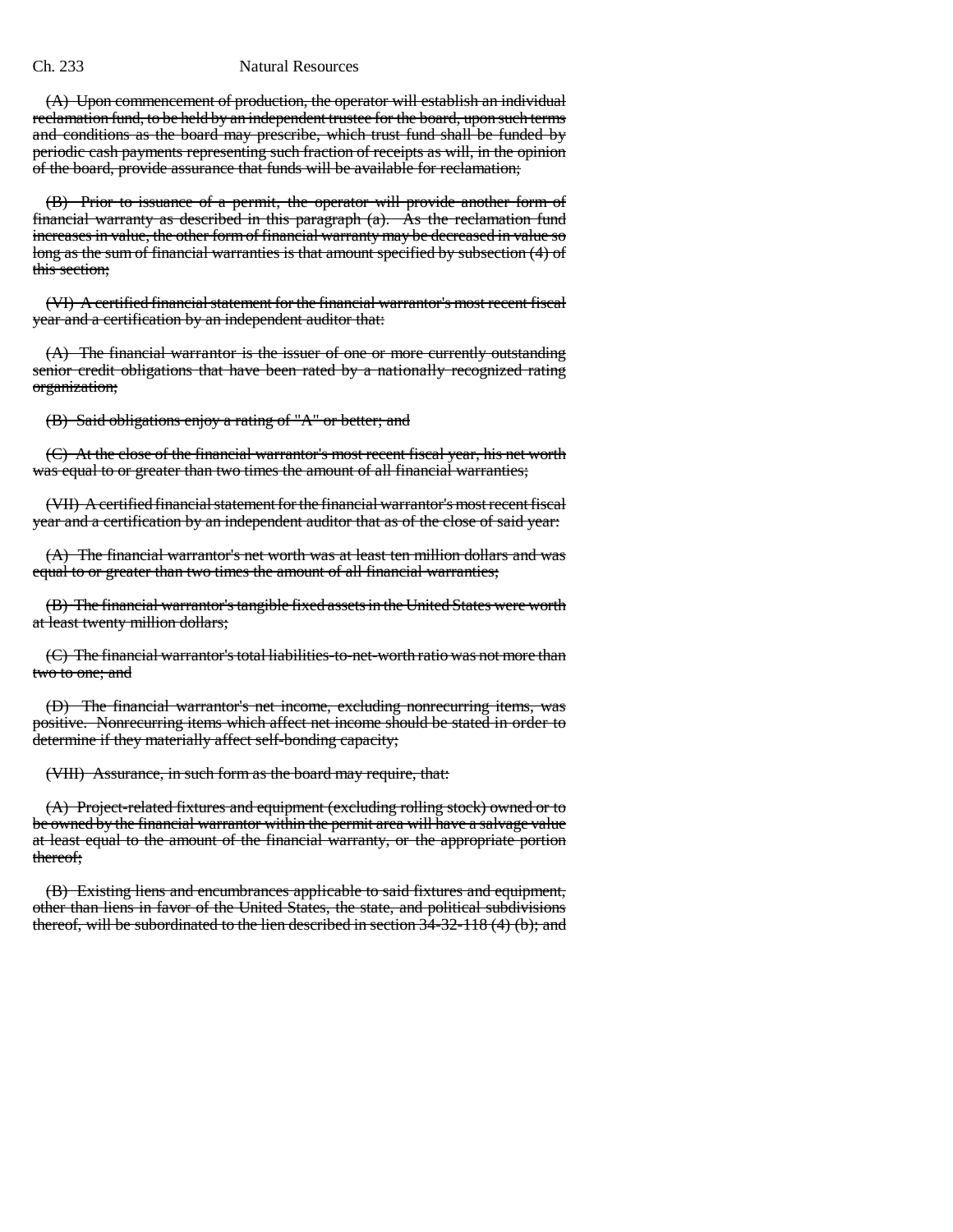~~(A) Upon commencement of production, the operator will establish an individual reclamation fund, to be held by an independent trustee for the board, upon such terms and conditions as the board may prescribe, which trust fund shall be funded by periodic cash payments representing such fraction of receipts as will, in the opinion of the board, provide assurance that funds will be available for reclamation;~~

~~(B) Prior to issuance of a permit, the operator will provide another form of financial warranty as described in this paragraph (a). As the reclamation fund increases in value, the other form of financial warranty may be decreased in value so long as the sum of financial warranties is that amount specified by subsection (4) of this section;~~

~~(VI) A certified financial statement for the financial warrantor's most recent fiscal year and a certification by an independent auditor that:~~

~~(A) The financial warrantor is the issuer of one or more currently outstanding senior credit obligations that have been rated by a nationally recognized rating organization;~~

~~(B) Said obligations enjoy a rating of "A" or better; and~~

~~(C) At the close of the financial warrantor's most recent fiscal year, his net worth was equal to or greater than two times the amount of all financial warranties;~~

~~(VII) A certified financial statement for the financial warrantor's most recent fiscal year and a certification by an independent auditor that as of the close of said year:~~

~~(A) The financial warrantor's net worth was at least ten million dollars and was equal to or greater than two times the amount of all financial warranties;~~

~~(B) The financial warrantor's tangible fixed assets in the United States were worth at least twenty million dollars;~~

~~(C) The financial warrantor's total liabilities-to-net-worth ratio was not more than two to one; and~~

~~(D) The financial warrantor's net income, excluding nonrecurring items, was positive. Nonrecurring items which affect net income should be stated in order to determine if they materially affect self-bonding capacity;~~

~~(VIII) Assurance, in such form as the board may require, that:~~

~~(A) Project-related fixtures and equipment (excluding rolling stock) owned or to be owned by the financial warrantor within the permit area will have a salvage value at least equal to the amount of the financial warranty, or the appropriate portion thereof;~~

~~(B) Existing liens and encumbrances applicable to said fixtures and equipment, other than liens in favor of the United States, the state, and political subdivisions thereof, will be subordinated to the lien described in section 34-32-118 (4) (b); and~~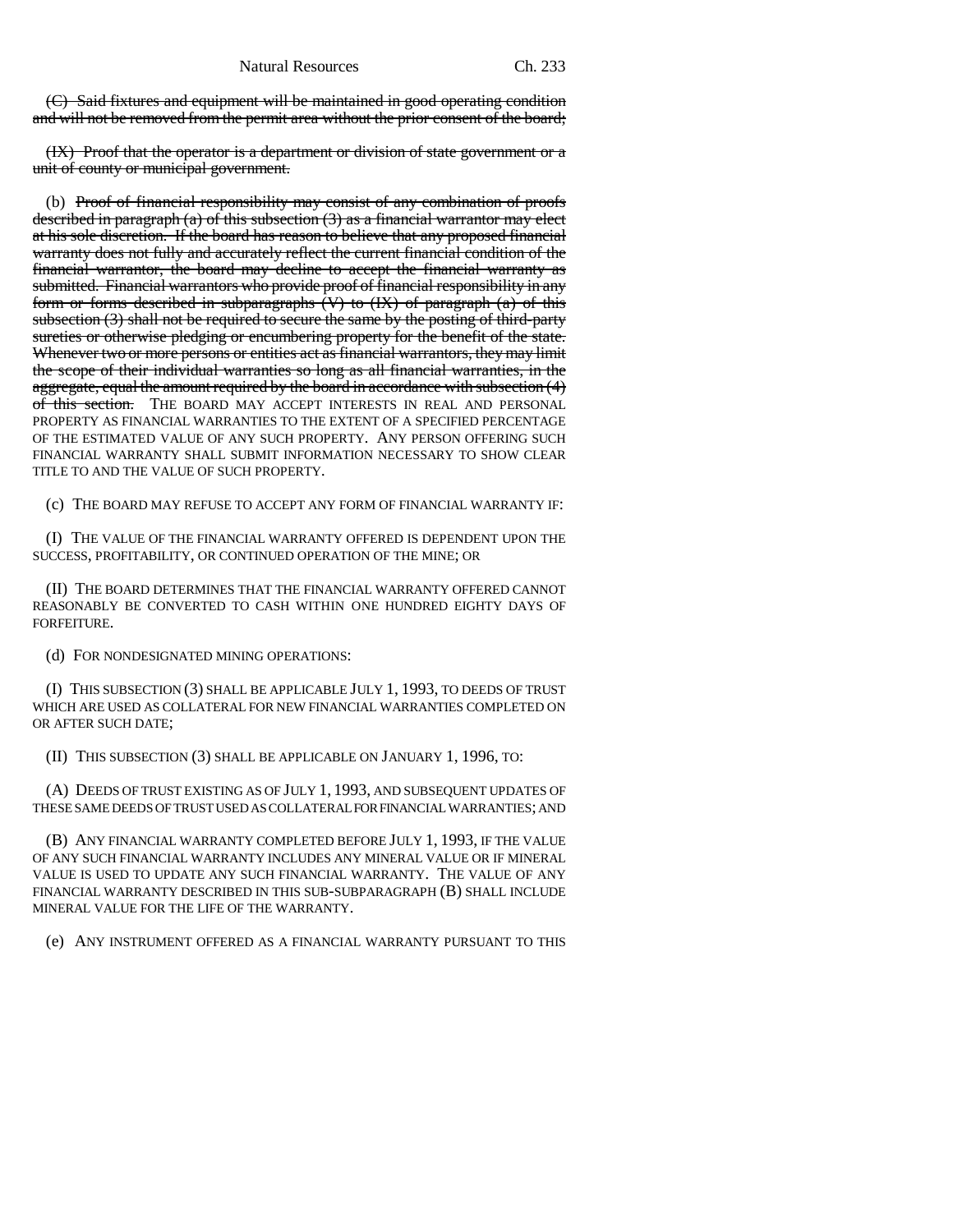~~(C) Said fixtures and equipment will be maintained in good operating condition and will not be removed from the permit area without the prior consent of the board;~~

~~(IX) Proof that the operator is a department or division of state government or a unit of county or municipal government.~~

(b) ~~Proof of financial responsibility may consist of any combination of proofs described in paragraph (a) of this subsection (3) as a financial warrantor may elect at his sole discretion. If the board has reason to believe that any proposed financial warranty does not fully and accurately reflect the current financial condition of the financial warrantor, the board may decline to accept the financial warranty as submitted. Financial warrantors who provide proof of financial responsibility in any form or forms described in subparagraphs (V) to (IX) of paragraph (a) of this subsection (3) shall not be required to secure the same by the posting of third-party sureties or otherwise pledging or encumbering property for the benefit of the state. Whenever two or more persons or entities act as financial warrantors, they may limit the scope of their individual warranties so long as all financial warranties, in the aggregate, equal the amount required by the board in accordance with subsection (4) of this section.~~ THE BOARD MAY ACCEPT INTERESTS IN REAL AND PERSONAL PROPERTY AS FINANCIAL WARRANTIES TO THE EXTENT OF A SPECIFIED PERCENTAGE OF THE ESTIMATED VALUE OF ANY SUCH PROPERTY. ANY PERSON OFFERING SUCH FINANCIAL WARRANTY SHALL SUBMIT INFORMATION NECESSARY TO SHOW CLEAR TITLE TO AND THE VALUE OF SUCH PROPERTY.

(c) THE BOARD MAY REFUSE TO ACCEPT ANY FORM OF FINANCIAL WARRANTY IF:

(I) THE VALUE OF THE FINANCIAL WARRANTY OFFERED IS DEPENDENT UPON THE SUCCESS, PROFITABILITY, OR CONTINUED OPERATION OF THE MINE; OR

(II) THE BOARD DETERMINES THAT THE FINANCIAL WARRANTY OFFERED CANNOT REASONABLY BE CONVERTED TO CASH WITHIN ONE HUNDRED EIGHTY DAYS OF FORFEITURE.

(d) FOR NONDESIGNATED MINING OPERATIONS:

(I) THIS SUBSECTION (3) SHALL BE APPLICABLE JULY 1, 1993, TO DEEDS OF TRUST WHICH ARE USED AS COLLATERAL FOR NEW FINANCIAL WARRANTIES COMPLETED ON OR AFTER SUCH DATE;

(II) THIS SUBSECTION (3) SHALL BE APPLICABLE ON JANUARY 1, 1996, TO:

(A) DEEDS OF TRUST EXISTING AS OF JULY 1, 1993, AND SUBSEQUENT UPDATES OF THESE SAME DEEDS OF TRUST USED AS COLLATERAL FOR FINANCIAL WARRANTIES; AND

(B) ANY FINANCIAL WARRANTY COMPLETED BEFORE JULY 1, 1993, IF THE VALUE OF ANY SUCH FINANCIAL WARRANTY INCLUDES ANY MINERAL VALUE OR IF MINERAL VALUE IS USED TO UPDATE ANY SUCH FINANCIAL WARRANTY. THE VALUE OF ANY FINANCIAL WARRANTY DESCRIBED IN THIS SUB-SUBPARAGRAPH (B) SHALL INCLUDE MINERAL VALUE FOR THE LIFE OF THE WARRANTY.

(e) ANY INSTRUMENT OFFERED AS A FINANCIAL WARRANTY PURSUANT TO THIS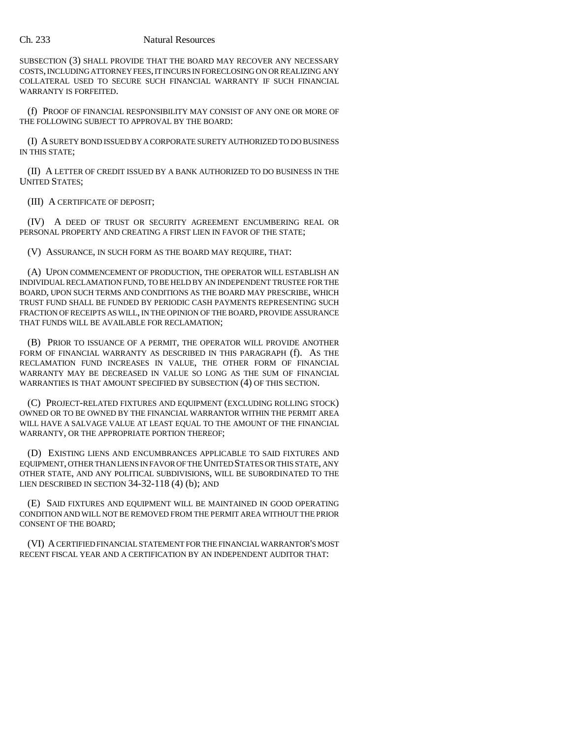SUBSECTION (3) SHALL PROVIDE THAT THE BOARD MAY RECOVER ANY NECESSARY COSTS, INCLUDING ATTORNEY FEES, IT INCURS IN FORECLOSING ON OR REALIZING ANY COLLATERAL USED TO SECURE SUCH FINANCIAL WARRANTY IF SUCH FINANCIAL WARRANTY IS FORFEITED.

(f) PROOF OF FINANCIAL RESPONSIBILITY MAY CONSIST OF ANY ONE OR MORE OF THE FOLLOWING SUBJECT TO APPROVAL BY THE BOARD:

(I) A SURETY BOND ISSUED BY A CORPORATE SURETY AUTHORIZED TO DO BUSINESS IN THIS STATE;

(II) A LETTER OF CREDIT ISSUED BY A BANK AUTHORIZED TO DO BUSINESS IN THE UNITED STATES;

(III) A CERTIFICATE OF DEPOSIT;

(IV) A DEED OF TRUST OR SECURITY AGREEMENT ENCUMBERING REAL OR PERSONAL PROPERTY AND CREATING A FIRST LIEN IN FAVOR OF THE STATE;

(V) ASSURANCE, IN SUCH FORM AS THE BOARD MAY REQUIRE, THAT:

(A) UPON COMMENCEMENT OF PRODUCTION, THE OPERATOR WILL ESTABLISH AN INDIVIDUAL RECLAMATION FUND, TO BE HELD BY AN INDEPENDENT TRUSTEE FOR THE BOARD, UPON SUCH TERMS AND CONDITIONS AS THE BOARD MAY PRESCRIBE, WHICH TRUST FUND SHALL BE FUNDED BY PERIODIC CASH PAYMENTS REPRESENTING SUCH FRACTION OF RECEIPTS AS WILL, IN THE OPINION OF THE BOARD, PROVIDE ASSURANCE THAT FUNDS WILL BE AVAILABLE FOR RECLAMATION;

(B) PRIOR TO ISSUANCE OF A PERMIT, THE OPERATOR WILL PROVIDE ANOTHER FORM OF FINANCIAL WARRANTY AS DESCRIBED IN THIS PARAGRAPH (f). AS THE RECLAMATION FUND INCREASES IN VALUE, THE OTHER FORM OF FINANCIAL WARRANTY MAY BE DECREASED IN VALUE SO LONG AS THE SUM OF FINANCIAL WARRANTIES IS THAT AMOUNT SPECIFIED BY SUBSECTION (4) OF THIS SECTION.

(C) PROJECT-RELATED FIXTURES AND EQUIPMENT (EXCLUDING ROLLING STOCK) OWNED OR TO BE OWNED BY THE FINANCIAL WARRANTOR WITHIN THE PERMIT AREA WILL HAVE A SALVAGE VALUE AT LEAST EQUAL TO THE AMOUNT OF THE FINANCIAL WARRANTY, OR THE APPROPRIATE PORTION THEREOF;

(D) EXISTING LIENS AND ENCUMBRANCES APPLICABLE TO SAID FIXTURES AND EQUIPMENT, OTHER THAN LIENS IN FAVOR OF THE UNITED STATES OR THIS STATE, ANY OTHER STATE, AND ANY POLITICAL SUBDIVISIONS, WILL BE SUBORDINATED TO THE LIEN DESCRIBED IN SECTION 34-32-118 (4) (b); AND

(E) SAID FIXTURES AND EQUIPMENT WILL BE MAINTAINED IN GOOD OPERATING CONDITION AND WILL NOT BE REMOVED FROM THE PERMIT AREA WITHOUT THE PRIOR CONSENT OF THE BOARD;

(VI) A CERTIFIED FINANCIAL STATEMENT FOR THE FINANCIAL WARRANTOR'S MOST RECENT FISCAL YEAR AND A CERTIFICATION BY AN INDEPENDENT AUDITOR THAT: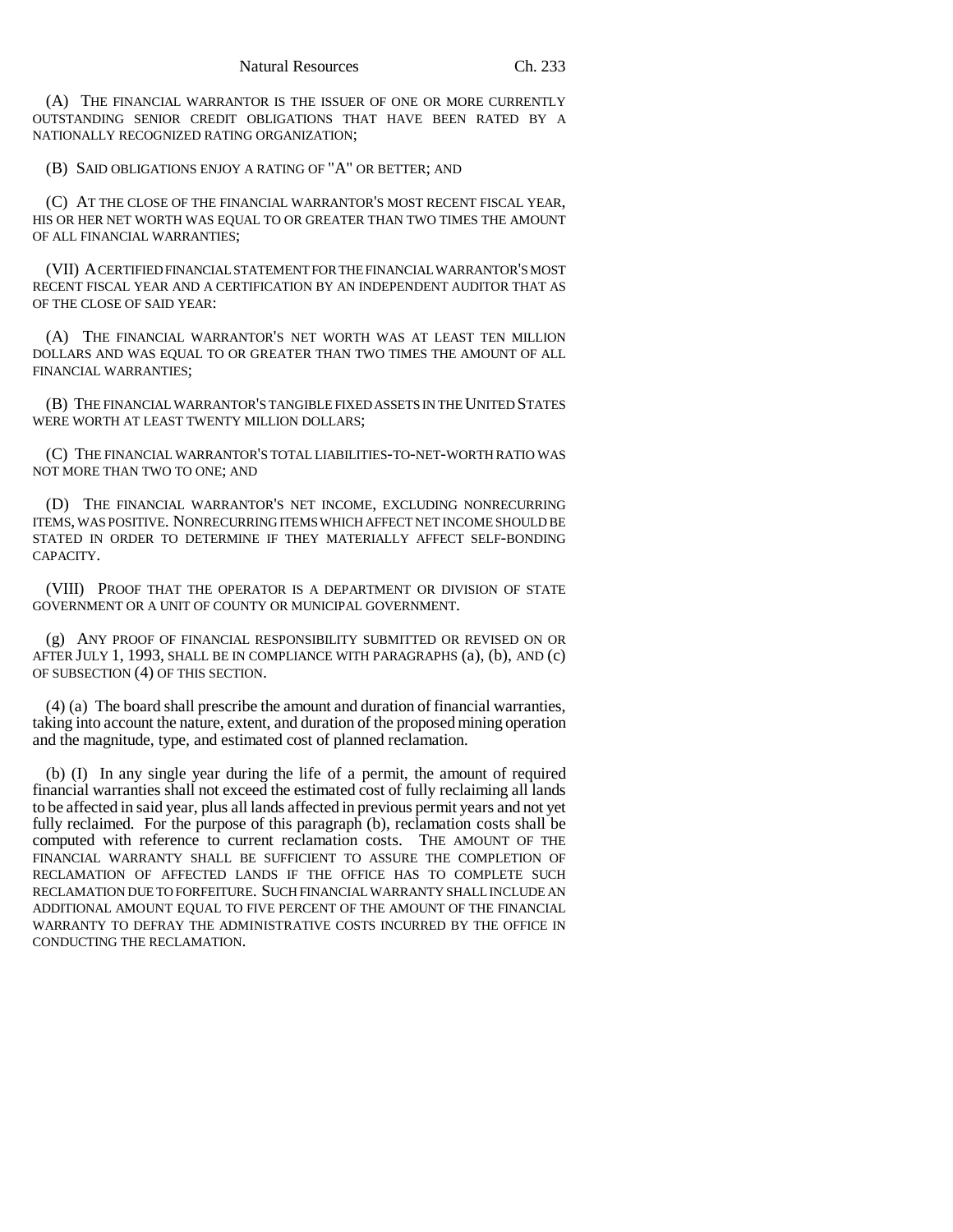(A) THE FINANCIAL WARRANTOR IS THE ISSUER OF ONE OR MORE CURRENTLY OUTSTANDING SENIOR CREDIT OBLIGATIONS THAT HAVE BEEN RATED BY A NATIONALLY RECOGNIZED RATING ORGANIZATION;

(B) SAID OBLIGATIONS ENJOY A RATING OF "A" OR BETTER; AND

(C) AT THE CLOSE OF THE FINANCIAL WARRANTOR'S MOST RECENT FISCAL YEAR, HIS OR HER NET WORTH WAS EQUAL TO OR GREATER THAN TWO TIMES THE AMOUNT OF ALL FINANCIAL WARRANTIES;

(VII) A CERTIFIED FINANCIAL STATEMENT FOR THE FINANCIAL WARRANTOR'S MOST RECENT FISCAL YEAR AND A CERTIFICATION BY AN INDEPENDENT AUDITOR THAT AS OF THE CLOSE OF SAID YEAR:

(A) THE FINANCIAL WARRANTOR'S NET WORTH WAS AT LEAST TEN MILLION DOLLARS AND WAS EQUAL TO OR GREATER THAN TWO TIMES THE AMOUNT OF ALL FINANCIAL WARRANTIES;

(B) THE FINANCIAL WARRANTOR'S TANGIBLE FIXED ASSETS IN THE UNITED STATES WERE WORTH AT LEAST TWENTY MILLION DOLLARS;

(C) THE FINANCIAL WARRANTOR'S TOTAL LIABILITIES-TO-NET-WORTH RATIO WAS NOT MORE THAN TWO TO ONE; AND

(D) THE FINANCIAL WARRANTOR'S NET INCOME, EXCLUDING NONRECURRING ITEMS, WAS POSITIVE. NONRECURRING ITEMS WHICH AFFECT NET INCOME SHOULD BE STATED IN ORDER TO DETERMINE IF THEY MATERIALLY AFFECT SELF-BONDING CAPACITY.

(VIII) PROOF THAT THE OPERATOR IS A DEPARTMENT OR DIVISION OF STATE GOVERNMENT OR A UNIT OF COUNTY OR MUNICIPAL GOVERNMENT.

(g) ANY PROOF OF FINANCIAL RESPONSIBILITY SUBMITTED OR REVISED ON OR AFTER JULY 1, 1993, SHALL BE IN COMPLIANCE WITH PARAGRAPHS (a), (b), AND (c) OF SUBSECTION (4) OF THIS SECTION.

(4) (a) The board shall prescribe the amount and duration of financial warranties, taking into account the nature, extent, and duration of the proposed mining operation and the magnitude, type, and estimated cost of planned reclamation.

(b) (I) In any single year during the life of a permit, the amount of required financial warranties shall not exceed the estimated cost of fully reclaiming all lands to be affected in said year, plus all lands affected in previous permit years and not yet fully reclaimed. For the purpose of this paragraph (b), reclamation costs shall be computed with reference to current reclamation costs. THE AMOUNT OF THE FINANCIAL WARRANTY SHALL BE SUFFICIENT TO ASSURE THE COMPLETION OF RECLAMATION OF AFFECTED LANDS IF THE OFFICE HAS TO COMPLETE SUCH RECLAMATION DUE TO FORFEITURE. SUCH FINANCIAL WARRANTY SHALL INCLUDE AN ADDITIONAL AMOUNT EQUAL TO FIVE PERCENT OF THE AMOUNT OF THE FINANCIAL WARRANTY TO DEFRAY THE ADMINISTRATIVE COSTS INCURRED BY THE OFFICE IN CONDUCTING THE RECLAMATION.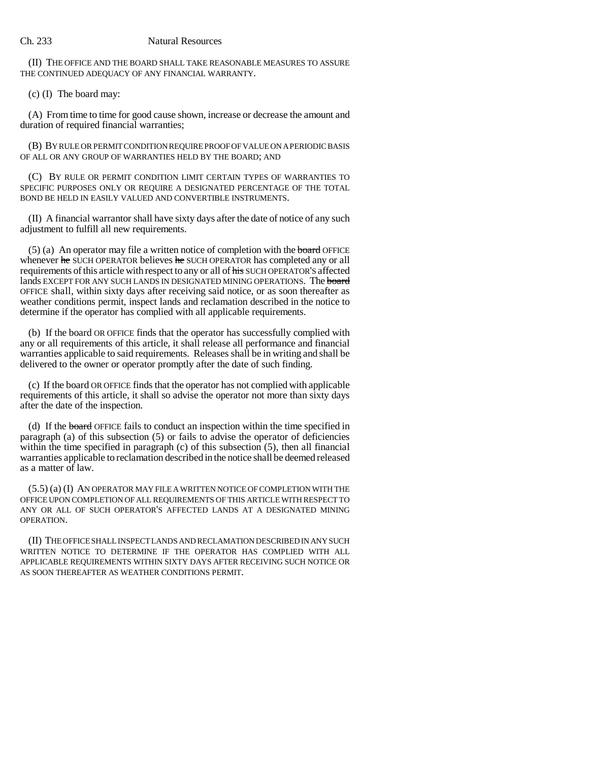(II) THE OFFICE AND THE BOARD SHALL TAKE REASONABLE MEASURES TO ASSURE THE CONTINUED ADEQUACY OF ANY FINANCIAL WARRANTY.

(c) (I) The board may:

(A) From time to time for good cause shown, increase or decrease the amount and duration of required financial warranties;

(B) BY RULE OR PERMIT CONDITION REQUIRE PROOF OF VALUE ON A PERIODIC BASIS OF ALL OR ANY GROUP OF WARRANTIES HELD BY THE BOARD; AND

(C) BY RULE OR PERMIT CONDITION LIMIT CERTAIN TYPES OF WARRANTIES TO SPECIFIC PURPOSES ONLY OR REQUIRE A DESIGNATED PERCENTAGE OF THE TOTAL BOND BE HELD IN EASILY VALUED AND CONVERTIBLE INSTRUMENTS.

(II) A financial warrantor shall have sixty days after the date of notice of any such adjustment to fulfill all new requirements.

(5) (a) An operator may file a written notice of completion with the ~~board~~ OFFICE whenever ~~he~~ SUCH OPERATOR believes ~~he~~ SUCH OPERATOR has completed any or all requirements of this article with respect to any or all of ~~his~~ SUCH OPERATOR'S affected lands EXCEPT FOR ANY SUCH LANDS IN DESIGNATED MINING OPERATIONS. The ~~board~~ OFFICE shall, within sixty days after receiving said notice, or as soon thereafter as weather conditions permit, inspect lands and reclamation described in the notice to determine if the operator has complied with all applicable requirements.

(b) If the board OR OFFICE finds that the operator has successfully complied with any or all requirements of this article, it shall release all performance and financial warranties applicable to said requirements. Releases shall be in writing and shall be delivered to the owner or operator promptly after the date of such finding.

(c) If the board OR OFFICE finds that the operator has not complied with applicable requirements of this article, it shall so advise the operator not more than sixty days after the date of the inspection.

(d) If the ~~board~~ OFFICE fails to conduct an inspection within the time specified in paragraph (a) of this subsection (5) or fails to advise the operator of deficiencies within the time specified in paragraph (c) of this subsection (5), then all financial warranties applicable to reclamation described in the notice shall be deemed released as a matter of law.

(5.5) (a) (I) AN OPERATOR MAY FILE A WRITTEN NOTICE OF COMPLETION WITH THE OFFICE UPON COMPLETION OF ALL REQUIREMENTS OF THIS ARTICLE WITH RESPECT TO ANY OR ALL OF SUCH OPERATOR'S AFFECTED LANDS AT A DESIGNATED MINING OPERATION.

(II) THE OFFICE SHALL INSPECT LANDS AND RECLAMATION DESCRIBED IN ANY SUCH WRITTEN NOTICE TO DETERMINE IF THE OPERATOR HAS COMPLIED WITH ALL APPLICABLE REQUIREMENTS WITHIN SIXTY DAYS AFTER RECEIVING SUCH NOTICE OR AS SOON THEREAFTER AS WEATHER CONDITIONS PERMIT.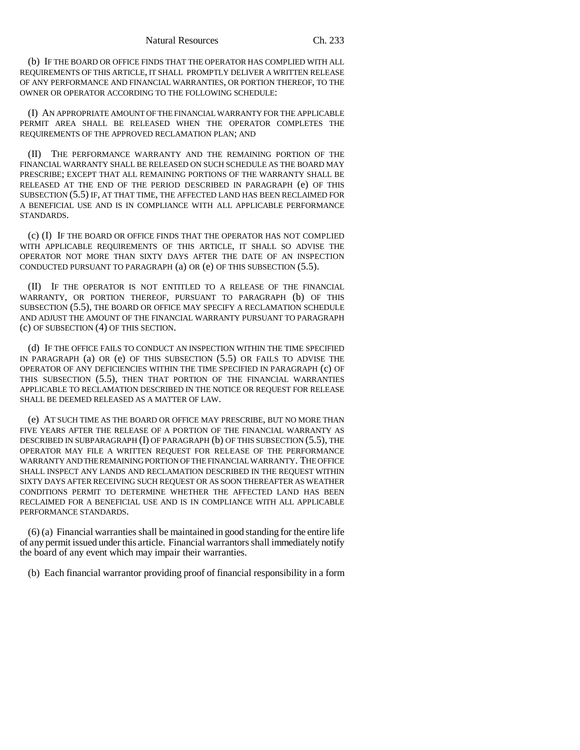(b) IF THE BOARD OR OFFICE FINDS THAT THE OPERATOR HAS COMPLIED WITH ALL REQUIREMENTS OF THIS ARTICLE, IT SHALL PROMPTLY DELIVER A WRITTEN RELEASE OF ANY PERFORMANCE AND FINANCIAL WARRANTIES, OR PORTION THEREOF, TO THE OWNER OR OPERATOR ACCORDING TO THE FOLLOWING SCHEDULE:

(I) AN APPROPRIATE AMOUNT OF THE FINANCIAL WARRANTY FOR THE APPLICABLE PERMIT AREA SHALL BE RELEASED WHEN THE OPERATOR COMPLETES THE REQUIREMENTS OF THE APPROVED RECLAMATION PLAN; AND

(II) THE PERFORMANCE WARRANTY AND THE REMAINING PORTION OF THE FINANCIAL WARRANTY SHALL BE RELEASED ON SUCH SCHEDULE AS THE BOARD MAY PRESCRIBE; EXCEPT THAT ALL REMAINING PORTIONS OF THE WARRANTY SHALL BE RELEASED AT THE END OF THE PERIOD DESCRIBED IN PARAGRAPH (e) OF THIS SUBSECTION (5.5) IF, AT THAT TIME, THE AFFECTED LAND HAS BEEN RECLAIMED FOR A BENEFICIAL USE AND IS IN COMPLIANCE WITH ALL APPLICABLE PERFORMANCE STANDARDS.

(c) (I) IF THE BOARD OR OFFICE FINDS THAT THE OPERATOR HAS NOT COMPLIED WITH APPLICABLE REQUIREMENTS OF THIS ARTICLE, IT SHALL SO ADVISE THE OPERATOR NOT MORE THAN SIXTY DAYS AFTER THE DATE OF AN INSPECTION CONDUCTED PURSUANT TO PARAGRAPH (a) OR (e) OF THIS SUBSECTION (5.5).

(II) IF THE OPERATOR IS NOT ENTITLED TO A RELEASE OF THE FINANCIAL WARRANTY, OR PORTION THEREOF, PURSUANT TO PARAGRAPH (b) OF THIS SUBSECTION (5.5), THE BOARD OR OFFICE MAY SPECIFY A RECLAMATION SCHEDULE AND ADJUST THE AMOUNT OF THE FINANCIAL WARRANTY PURSUANT TO PARAGRAPH (c) OF SUBSECTION (4) OF THIS SECTION.

(d) IF THE OFFICE FAILS TO CONDUCT AN INSPECTION WITHIN THE TIME SPECIFIED IN PARAGRAPH (a) OR (e) OF THIS SUBSECTION (5.5) OR FAILS TO ADVISE THE OPERATOR OF ANY DEFICIENCIES WITHIN THE TIME SPECIFIED IN PARAGRAPH (c) OF THIS SUBSECTION (5.5), THEN THAT PORTION OF THE FINANCIAL WARRANTIES APPLICABLE TO RECLAMATION DESCRIBED IN THE NOTICE OR REQUEST FOR RELEASE SHALL BE DEEMED RELEASED AS A MATTER OF LAW.

(e) AT SUCH TIME AS THE BOARD OR OFFICE MAY PRESCRIBE, BUT NO MORE THAN FIVE YEARS AFTER THE RELEASE OF A PORTION OF THE FINANCIAL WARRANTY AS DESCRIBED IN SUBPARAGRAPH (I) OF PARAGRAPH (b) OF THIS SUBSECTION (5.5), THE OPERATOR MAY FILE A WRITTEN REQUEST FOR RELEASE OF THE PERFORMANCE WARRANTY AND THE REMAINING PORTION OF THE FINANCIAL WARRANTY. THE OFFICE SHALL INSPECT ANY LANDS AND RECLAMATION DESCRIBED IN THE REQUEST WITHIN SIXTY DAYS AFTER RECEIVING SUCH REQUEST OR AS SOON THEREAFTER AS WEATHER CONDITIONS PERMIT TO DETERMINE WHETHER THE AFFECTED LAND HAS BEEN RECLAIMED FOR A BENEFICIAL USE AND IS IN COMPLIANCE WITH ALL APPLICABLE PERFORMANCE STANDARDS.

(6) (a) Financial warranties shall be maintained in good standing for the entire life of any permit issued under this article. Financial warrantors shall immediately notify the board of any event which may impair their warranties.

(b) Each financial warrantor providing proof of financial responsibility in a form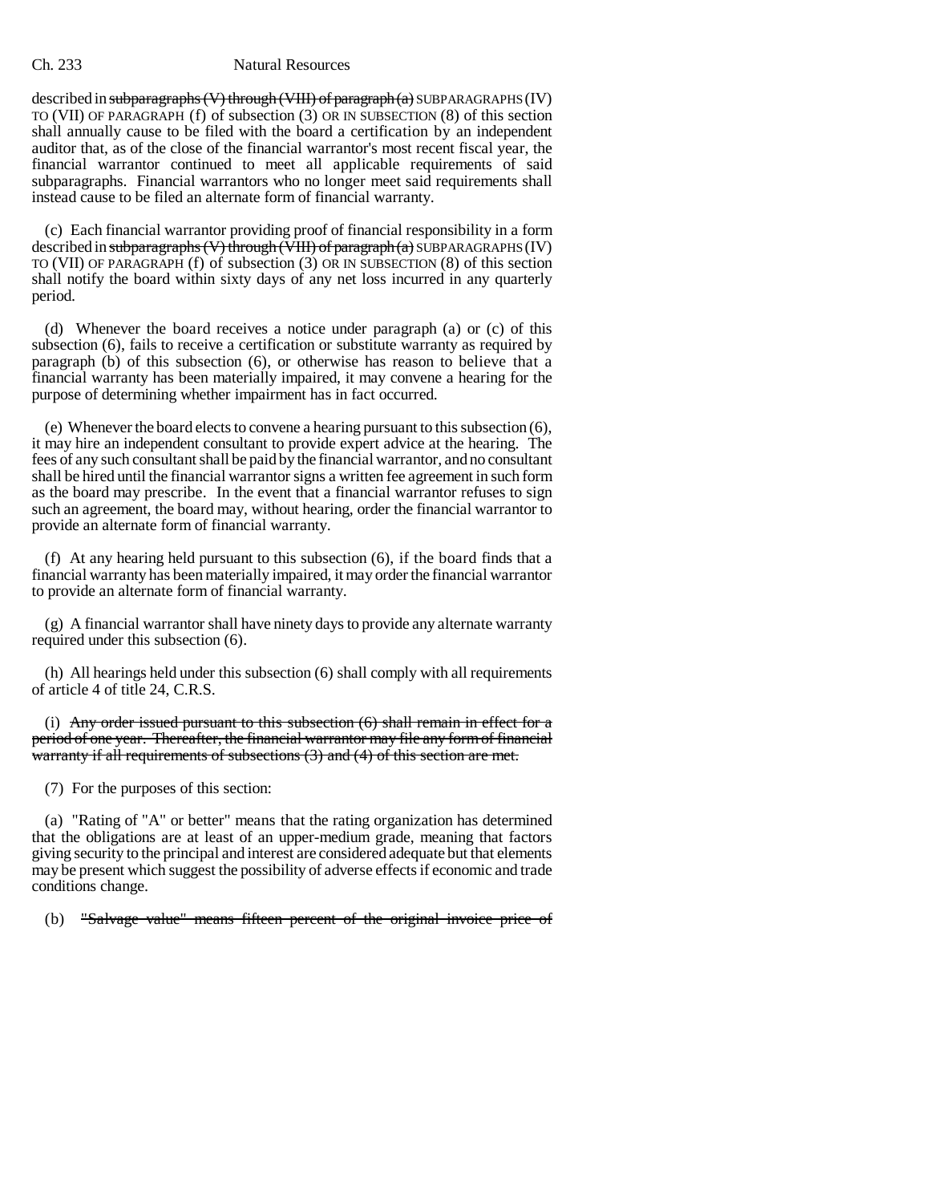described in ~~subparagraphs (V) through (VIII) of paragraph (a)~~ SUBPARAGRAPHS (IV) TO (VII) OF PARAGRAPH (f) of subsection (3) OR IN SUBSECTION (8) of this section shall annually cause to be filed with the board a certification by an independent auditor that, as of the close of the financial warrantor's most recent fiscal year, the financial warrantor continued to meet all applicable requirements of said subparagraphs. Financial warrantors who no longer meet said requirements shall instead cause to be filed an alternate form of financial warranty.

(c) Each financial warrantor providing proof of financial responsibility in a form described in ~~subparagraphs (V) through (VIII) of paragraph (a)~~ SUBPARAGRAPHS (IV) TO (VII) OF PARAGRAPH (f) of subsection (3) OR IN SUBSECTION (8) of this section shall notify the board within sixty days of any net loss incurred in any quarterly period.

(d) Whenever the board receives a notice under paragraph (a) or (c) of this subsection (6), fails to receive a certification or substitute warranty as required by paragraph (b) of this subsection (6), or otherwise has reason to believe that a financial warranty has been materially impaired, it may convene a hearing for the purpose of determining whether impairment has in fact occurred.

(e) Whenever the board elects to convene a hearing pursuant to this subsection (6), it may hire an independent consultant to provide expert advice at the hearing. The fees of any such consultant shall be paid by the financial warrantor, and no consultant shall be hired until the financial warrantor signs a written fee agreement in such form as the board may prescribe. In the event that a financial warrantor refuses to sign such an agreement, the board may, without hearing, order the financial warrantor to provide an alternate form of financial warranty.

(f) At any hearing held pursuant to this subsection (6), if the board finds that a financial warranty has been materially impaired, it may order the financial warrantor to provide an alternate form of financial warranty.

(g) A financial warrantor shall have ninety days to provide any alternate warranty required under this subsection (6).

(h) All hearings held under this subsection (6) shall comply with all requirements of article 4 of title 24, C.R.S.

(i) ~~Any order issued pursuant to this subsection (6) shall remain in effect for a period of one year. Thereafter, the financial warrantor may file any form of financial warranty if all requirements of subsections (3) and (4) of this section are met.~~

(7) For the purposes of this section:

(a) "Rating of "A" or better" means that the rating organization has determined that the obligations are at least of an upper-medium grade, meaning that factors giving security to the principal and interest are considered adequate but that elements may be present which suggest the possibility of adverse effects if economic and trade conditions change.

(b) ~~"Salvage value" means fifteen percent of the original invoice price of~~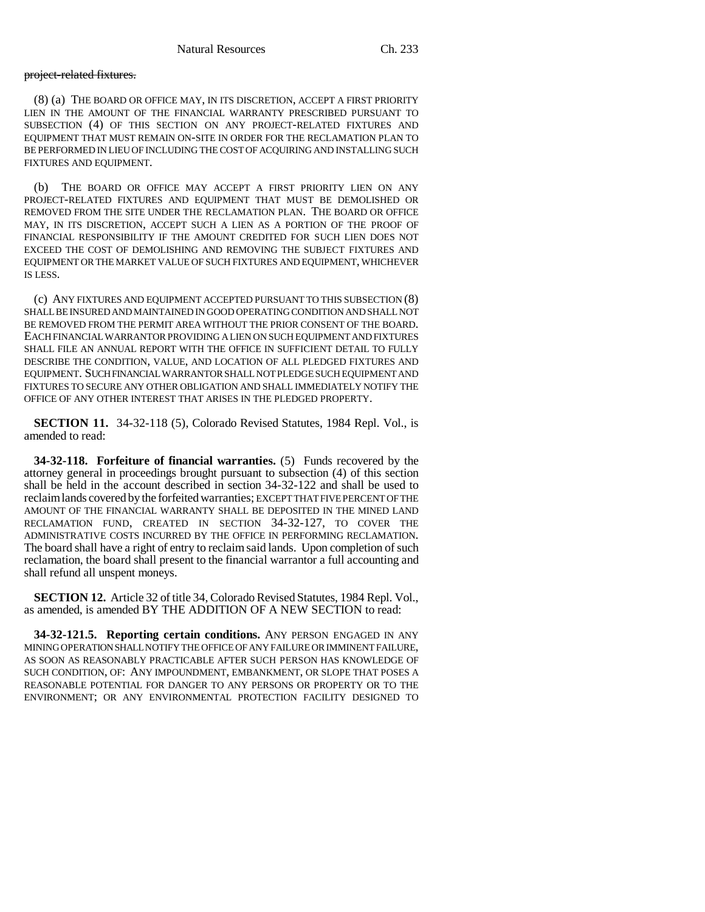~~project-related fixtures.~~

(8) (a) THE BOARD OR OFFICE MAY, IN ITS DISCRETION, ACCEPT A FIRST PRIORITY LIEN IN THE AMOUNT OF THE FINANCIAL WARRANTY PRESCRIBED PURSUANT TO SUBSECTION (4) OF THIS SECTION ON ANY PROJECT-RELATED FIXTURES AND EQUIPMENT THAT MUST REMAIN ON-SITE IN ORDER FOR THE RECLAMATION PLAN TO BE PERFORMED IN LIEU OF INCLUDING THE COST OF ACQUIRING AND INSTALLING SUCH FIXTURES AND EQUIPMENT.

(b) THE BOARD OR OFFICE MAY ACCEPT A FIRST PRIORITY LIEN ON ANY PROJECT-RELATED FIXTURES AND EQUIPMENT THAT MUST BE DEMOLISHED OR REMOVED FROM THE SITE UNDER THE RECLAMATION PLAN. THE BOARD OR OFFICE MAY, IN ITS DISCRETION, ACCEPT SUCH A LIEN AS A PORTION OF THE PROOF OF FINANCIAL RESPONSIBILITY IF THE AMOUNT CREDITED FOR SUCH LIEN DOES NOT EXCEED THE COST OF DEMOLISHING AND REMOVING THE SUBJECT FIXTURES AND EQUIPMENT OR THE MARKET VALUE OF SUCH FIXTURES AND EQUIPMENT, WHICHEVER IS LESS.

(c) ANY FIXTURES AND EQUIPMENT ACCEPTED PURSUANT TO THIS SUBSECTION (8) SHALL BE INSURED AND MAINTAINED IN GOOD OPERATING CONDITION AND SHALL NOT BE REMOVED FROM THE PERMIT AREA WITHOUT THE PRIOR CONSENT OF THE BOARD. EACH FINANCIAL WARRANTOR PROVIDING A LIEN ON SUCH EQUIPMENT AND FIXTURES SHALL FILE AN ANNUAL REPORT WITH THE OFFICE IN SUFFICIENT DETAIL TO FULLY DESCRIBE THE CONDITION, VALUE, AND LOCATION OF ALL PLEDGED FIXTURES AND EQUIPMENT. SUCH FINANCIAL WARRANTOR SHALL NOT PLEDGE SUCH EQUIPMENT AND FIXTURES TO SECURE ANY OTHER OBLIGATION AND SHALL IMMEDIATELY NOTIFY THE OFFICE OF ANY OTHER INTEREST THAT ARISES IN THE PLEDGED PROPERTY.

**SECTION 11.** 34-32-118 (5), Colorado Revised Statutes, 1984 Repl. Vol., is amended to read:

**34-32-118. Forfeiture of financial warranties.** (5) Funds recovered by the attorney general in proceedings brought pursuant to subsection (4) of this section shall be held in the account described in section 34-32-122 and shall be used to reclaim lands covered by the forfeited warranties; EXCEPT THAT FIVE PERCENT OF THE AMOUNT OF THE FINANCIAL WARRANTY SHALL BE DEPOSITED IN THE MINED LAND RECLAMATION FUND, CREATED IN SECTION 34-32-127, TO COVER THE ADMINISTRATIVE COSTS INCURRED BY THE OFFICE IN PERFORMING RECLAMATION. The board shall have a right of entry to reclaim said lands. Upon completion of such reclamation, the board shall present to the financial warrantor a full accounting and shall refund all unspent moneys.

**SECTION 12.** Article 32 of title 34, Colorado Revised Statutes, 1984 Repl. Vol., as amended, is amended BY THE ADDITION OF A NEW SECTION to read:

**34-32-121.5. Reporting certain conditions.** ANY PERSON ENGAGED IN ANY MINING OPERATION SHALL NOTIFY THE OFFICE OF ANY FAILURE OR IMMINENT FAILURE, AS SOON AS REASONABLY PRACTICABLE AFTER SUCH PERSON HAS KNOWLEDGE OF SUCH CONDITION, OF: ANY IMPOUNDMENT, EMBANKMENT, OR SLOPE THAT POSES A REASONABLE POTENTIAL FOR DANGER TO ANY PERSONS OR PROPERTY OR TO THE ENVIRONMENT; OR ANY ENVIRONMENTAL PROTECTION FACILITY DESIGNED TO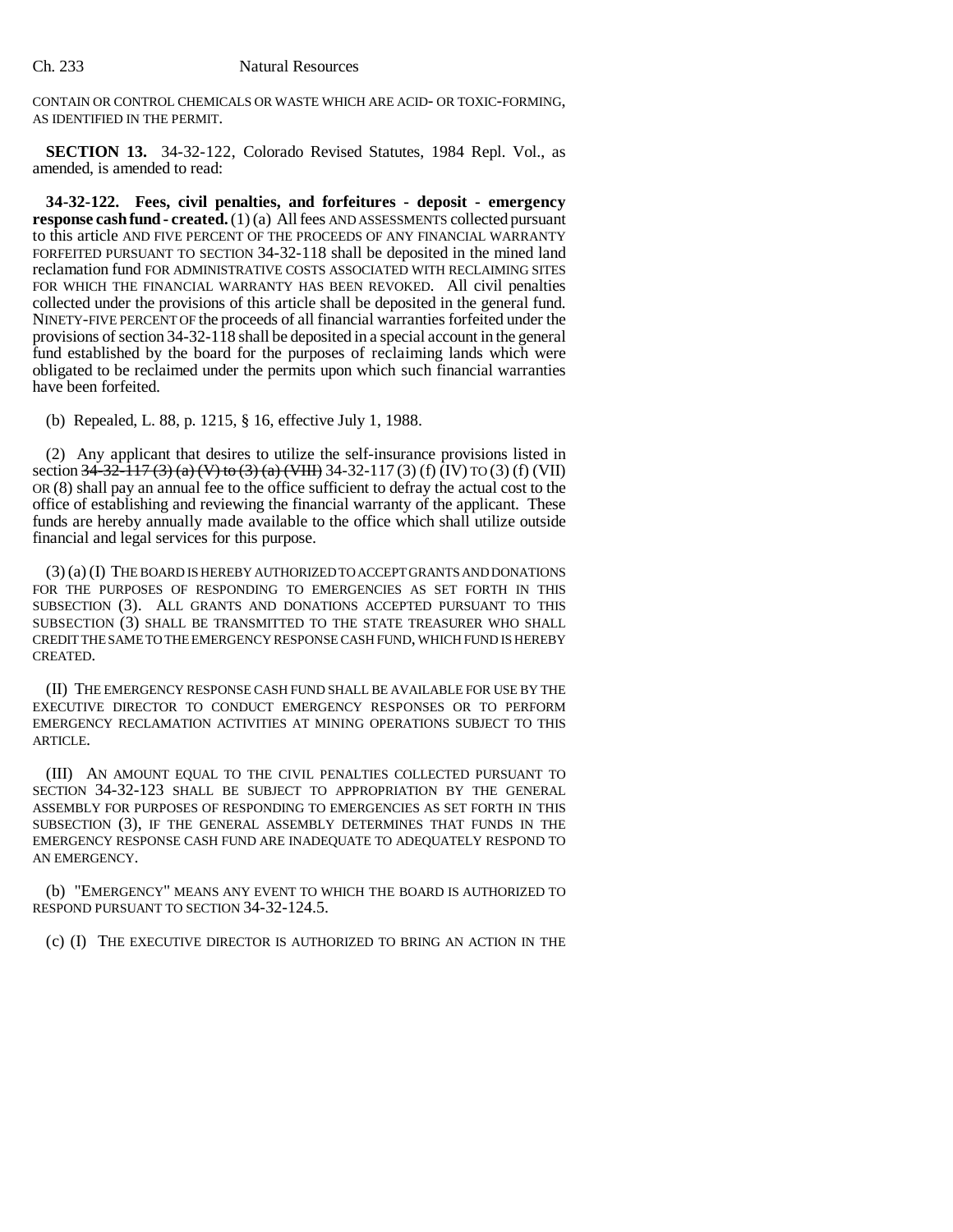CONTAIN OR CONTROL CHEMICALS OR WASTE WHICH ARE ACID- OR TOXIC-FORMING, AS IDENTIFIED IN THE PERMIT.

**SECTION 13.** 34-32-122, Colorado Revised Statutes, 1984 Repl. Vol., as amended, is amended to read:

**34-32-122. Fees, civil penalties, and forfeitures - deposit - emergency response cash fund - created.** (1) (a) All fees AND ASSESSMENTS collected pursuant to this article AND FIVE PERCENT OF THE PROCEEDS OF ANY FINANCIAL WARRANTY FORFEITED PURSUANT TO SECTION 34-32-118 shall be deposited in the mined land reclamation fund FOR ADMINISTRATIVE COSTS ASSOCIATED WITH RECLAIMING SITES FOR WHICH THE FINANCIAL WARRANTY HAS BEEN REVOKED. All civil penalties collected under the provisions of this article shall be deposited in the general fund. NINETY-FIVE PERCENT OF the proceeds of all financial warranties forfeited under the provisions of section 34-32-118 shall be deposited in a special account in the general fund established by the board for the purposes of reclaiming lands which were obligated to be reclaimed under the permits upon which such financial warranties have been forfeited.

(b) Repealed, L. 88, p. 1215, § 16, effective July 1, 1988.

(2) Any applicant that desires to utilize the self-insurance provisions listed in section ~~34-32-117 (3) (a) (V) to (3) (a) (VIII)~~ 34-32-117 (3) (f) (IV) TO (3) (f) (VII) OR (8) shall pay an annual fee to the office sufficient to defray the actual cost to the office of establishing and reviewing the financial warranty of the applicant. These funds are hereby annually made available to the office which shall utilize outside financial and legal services for this purpose.

(3) (a) (I) THE BOARD IS HEREBY AUTHORIZED TO ACCEPT GRANTS AND DONATIONS FOR THE PURPOSES OF RESPONDING TO EMERGENCIES AS SET FORTH IN THIS SUBSECTION (3). ALL GRANTS AND DONATIONS ACCEPTED PURSUANT TO THIS SUBSECTION (3) SHALL BE TRANSMITTED TO THE STATE TREASURER WHO SHALL CREDIT THE SAME TO THE EMERGENCY RESPONSE CASH FUND, WHICH FUND IS HEREBY CREATED.

(II) THE EMERGENCY RESPONSE CASH FUND SHALL BE AVAILABLE FOR USE BY THE EXECUTIVE DIRECTOR TO CONDUCT EMERGENCY RESPONSES OR TO PERFORM EMERGENCY RECLAMATION ACTIVITIES AT MINING OPERATIONS SUBJECT TO THIS ARTICLE.

(III) AN AMOUNT EQUAL TO THE CIVIL PENALTIES COLLECTED PURSUANT TO SECTION 34-32-123 SHALL BE SUBJECT TO APPROPRIATION BY THE GENERAL ASSEMBLY FOR PURPOSES OF RESPONDING TO EMERGENCIES AS SET FORTH IN THIS SUBSECTION (3), IF THE GENERAL ASSEMBLY DETERMINES THAT FUNDS IN THE EMERGENCY RESPONSE CASH FUND ARE INADEQUATE TO ADEQUATELY RESPOND TO AN EMERGENCY.

(b) "EMERGENCY" MEANS ANY EVENT TO WHICH THE BOARD IS AUTHORIZED TO RESPOND PURSUANT TO SECTION 34-32-124.5.

(c) (I) THE EXECUTIVE DIRECTOR IS AUTHORIZED TO BRING AN ACTION IN THE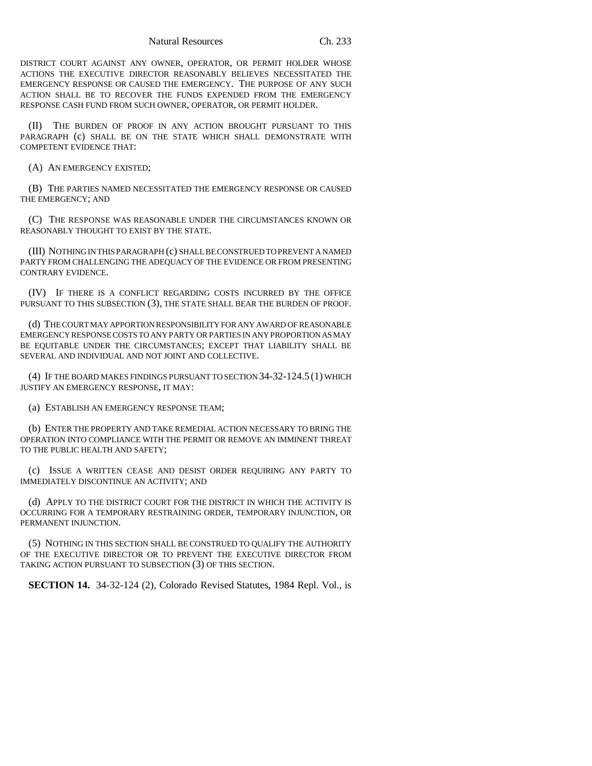DISTRICT COURT AGAINST ANY OWNER, OPERATOR, OR PERMIT HOLDER WHOSE ACTIONS THE EXECUTIVE DIRECTOR REASONABLY BELIEVES NECESSITATED THE EMERGENCY RESPONSE OR CAUSED THE EMERGENCY. THE PURPOSE OF ANY SUCH ACTION SHALL BE TO RECOVER THE FUNDS EXPENDED FROM THE EMERGENCY RESPONSE CASH FUND FROM SUCH OWNER, OPERATOR, OR PERMIT HOLDER.

(II) THE BURDEN OF PROOF IN ANY ACTION BROUGHT PURSUANT TO THIS PARAGRAPH (c) SHALL BE ON THE STATE WHICH SHALL DEMONSTRATE WITH COMPETENT EVIDENCE THAT:

(A) AN EMERGENCY EXISTED;

(B) THE PARTIES NAMED NECESSITATED THE EMERGENCY RESPONSE OR CAUSED THE EMERGENCY; AND

(C) THE RESPONSE WAS REASONABLE UNDER THE CIRCUMSTANCES KNOWN OR REASONABLY THOUGHT TO EXIST BY THE STATE.

(III) NOTHING IN THIS PARAGRAPH (c) SHALL BE CONSTRUED TO PREVENT A NAMED PARTY FROM CHALLENGING THE ADEQUACY OF THE EVIDENCE OR FROM PRESENTING CONTRARY EVIDENCE.

(IV) IF THERE IS A CONFLICT REGARDING COSTS INCURRED BY THE OFFICE PURSUANT TO THIS SUBSECTION (3), THE STATE SHALL BEAR THE BURDEN OF PROOF.

(d) THE COURT MAY APPORTION RESPONSIBILITY FOR ANY AWARD OF REASONABLE EMERGENCY RESPONSE COSTS TO ANY PARTY OR PARTIES IN ANY PROPORTION AS MAY BE EQUITABLE UNDER THE CIRCUMSTANCES; EXCEPT THAT LIABILITY SHALL BE SEVERAL AND INDIVIDUAL AND NOT JOINT AND COLLECTIVE.

(4) IF THE BOARD MAKES FINDINGS PURSUANT TO SECTION 34-32-124.5 (1) WHICH JUSTIFY AN EMERGENCY RESPONSE, IT MAY:

(a) ESTABLISH AN EMERGENCY RESPONSE TEAM;

(b) ENTER THE PROPERTY AND TAKE REMEDIAL ACTION NECESSARY TO BRING THE OPERATION INTO COMPLIANCE WITH THE PERMIT OR REMOVE AN IMMINENT THREAT TO THE PUBLIC HEALTH AND SAFETY;

(c) ISSUE A WRITTEN CEASE AND DESIST ORDER REQUIRING ANY PARTY TO IMMEDIATELY DISCONTINUE AN ACTIVITY; AND

(d) APPLY TO THE DISTRICT COURT FOR THE DISTRICT IN WHICH THE ACTIVITY IS OCCURRING FOR A TEMPORARY RESTRAINING ORDER, TEMPORARY INJUNCTION, OR PERMANENT INJUNCTION.

(5) NOTHING IN THIS SECTION SHALL BE CONSTRUED TO QUALIFY THE AUTHORITY OF THE EXECUTIVE DIRECTOR OR TO PREVENT THE EXECUTIVE DIRECTOR FROM TAKING ACTION PURSUANT TO SUBSECTION (3) OF THIS SECTION.

**SECTION 14.** 34-32-124 (2), Colorado Revised Statutes, 1984 Repl. Vol., is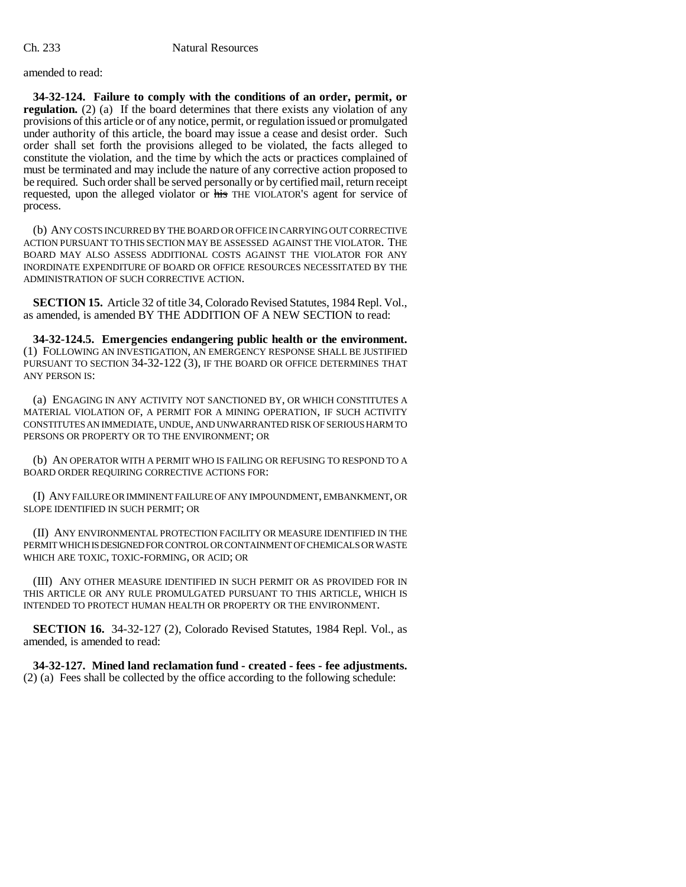amended to read:

**34-32-124. Failure to comply with the conditions of an order, permit, or regulation.** (2) (a) If the board determines that there exists any violation of any provisions of this article or of any notice, permit, or regulation issued or promulgated under authority of this article, the board may issue a cease and desist order. Such order shall set forth the provisions alleged to be violated, the facts alleged to constitute the violation, and the time by which the acts or practices complained of must be terminated and may include the nature of any corrective action proposed to be required. Such order shall be served personally or by certified mail, return receipt requested, upon the alleged violator or ~~his~~ THE VIOLATOR'S agent for service of process.

(b) ANY COSTS INCURRED BY THE BOARD OR OFFICE IN CARRYING OUT CORRECTIVE ACTION PURSUANT TO THIS SECTION MAY BE ASSESSED AGAINST THE VIOLATOR. THE BOARD MAY ALSO ASSESS ADDITIONAL COSTS AGAINST THE VIOLATOR FOR ANY INORDINATE EXPENDITURE OF BOARD OR OFFICE RESOURCES NECESSITATED BY THE ADMINISTRATION OF SUCH CORRECTIVE ACTION.

**SECTION 15.** Article 32 of title 34, Colorado Revised Statutes, 1984 Repl. Vol., as amended, is amended BY THE ADDITION OF A NEW SECTION to read:

**34-32-124.5. Emergencies endangering public health or the environment.** (1) FOLLOWING AN INVESTIGATION, AN EMERGENCY RESPONSE SHALL BE JUSTIFIED PURSUANT TO SECTION 34-32-122 (3), IF THE BOARD OR OFFICE DETERMINES THAT ANY PERSON IS:

(a) ENGAGING IN ANY ACTIVITY NOT SANCTIONED BY, OR WHICH CONSTITUTES A MATERIAL VIOLATION OF, A PERMIT FOR A MINING OPERATION, IF SUCH ACTIVITY CONSTITUTES AN IMMEDIATE, UNDUE, AND UNWARRANTED RISK OF SERIOUS HARM TO PERSONS OR PROPERTY OR TO THE ENVIRONMENT; OR

(b) AN OPERATOR WITH A PERMIT WHO IS FAILING OR REFUSING TO RESPOND TO A BOARD ORDER REQUIRING CORRECTIVE ACTIONS FOR:

(I) ANY FAILURE OR IMMINENT FAILURE OF ANY IMPOUNDMENT, EMBANKMENT, OR SLOPE IDENTIFIED IN SUCH PERMIT; OR

(II) ANY ENVIRONMENTAL PROTECTION FACILITY OR MEASURE IDENTIFIED IN THE PERMIT WHICH IS DESIGNED FOR CONTROL OR CONTAINMENT OF CHEMICALS OR WASTE WHICH ARE TOXIC, TOXIC-FORMING, OR ACID; OR

(III) ANY OTHER MEASURE IDENTIFIED IN SUCH PERMIT OR AS PROVIDED FOR IN THIS ARTICLE OR ANY RULE PROMULGATED PURSUANT TO THIS ARTICLE, WHICH IS INTENDED TO PROTECT HUMAN HEALTH OR PROPERTY OR THE ENVIRONMENT.

**SECTION 16.** 34-32-127 (2), Colorado Revised Statutes, 1984 Repl. Vol., as amended, is amended to read:

**34-32-127. Mined land reclamation fund - created - fees - fee adjustments.** (2) (a) Fees shall be collected by the office according to the following schedule: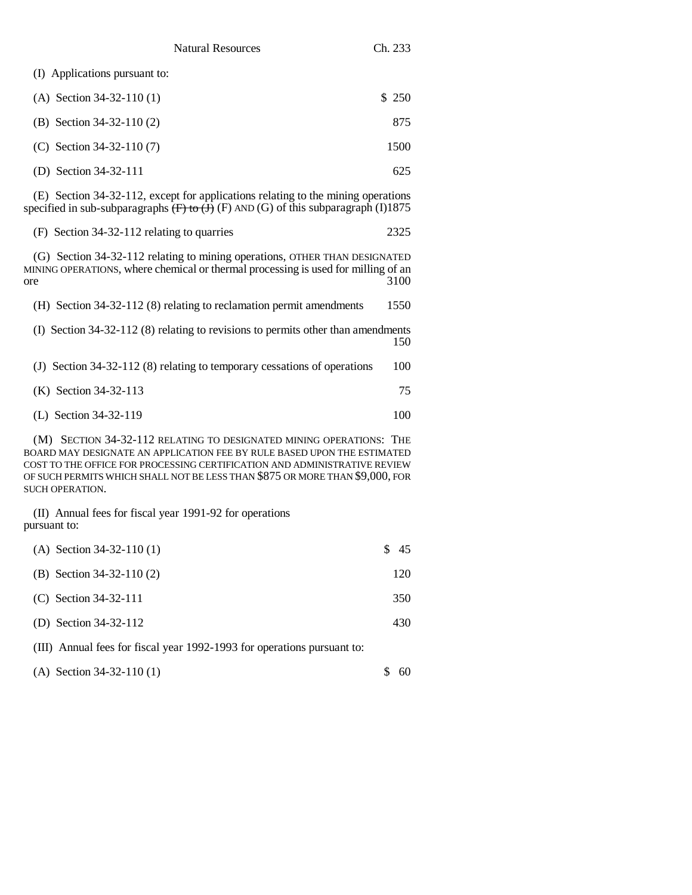(I) Applications pursuant to:

| | |
|---|---|
| (A) Section 34-32-110 (1) | $ 250 |
| (B) Section 34-32-110 (2) | 875 |
| (C) Section 34-32-110 (7) | 1500 |
| (D) Section 34-32-111 | 625 |
| (E) Section 34-32-112, except for applications relating to the mining operations specified in sub-subparagraphs ~~(F) to (J)~~ (F) AND (G) of this subparagraph (I) | 1875 |
| (F) Section 34-32-112 relating to quarries | 2325 |
| (G) Section 34-32-112 relating to mining operations, OTHER THAN DESIGNATED MINING OPERATIONS, where chemical or thermal processing is used for milling of an ore | 3100 |
| (H) Section 34-32-112 (8) relating to reclamation permit amendments | 1550 |
| (I) Section 34-32-112 (8) relating to revisions to permits other than amendments | 150 |
| (J) Section 34-32-112 (8) relating to temporary cessations of operations | 100 |
| (K) Section 34-32-113 | 75 |
| (L) Section 34-32-119 | 100 |

(M) SECTION 34-32-112 RELATING TO DESIGNATED MINING OPERATIONS: THE BOARD MAY DESIGNATE AN APPLICATION FEE BY RULE BASED UPON THE ESTIMATED COST TO THE OFFICE FOR PROCESSING CERTIFICATION AND ADMINISTRATIVE REVIEW OF SUCH PERMITS WHICH SHALL NOT BE LESS THAN $875 OR MORE THAN $9,000, FOR SUCH OPERATION.

(II) Annual fees for fiscal year 1991-92 for operations pursuant to:

| | |
|---|---|
| (A) Section 34-32-110 (1) | $ 45 |
| (B) Section 34-32-110 (2) | 120 |
| (C) Section 34-32-111 | 350 |
| (D) Section 34-32-112 | 430 |

(III) Annual fees for fiscal year 1992-1993 for operations pursuant to:

| | |
|---|---|
| (A) Section 34-32-110 (1) | $ 60 |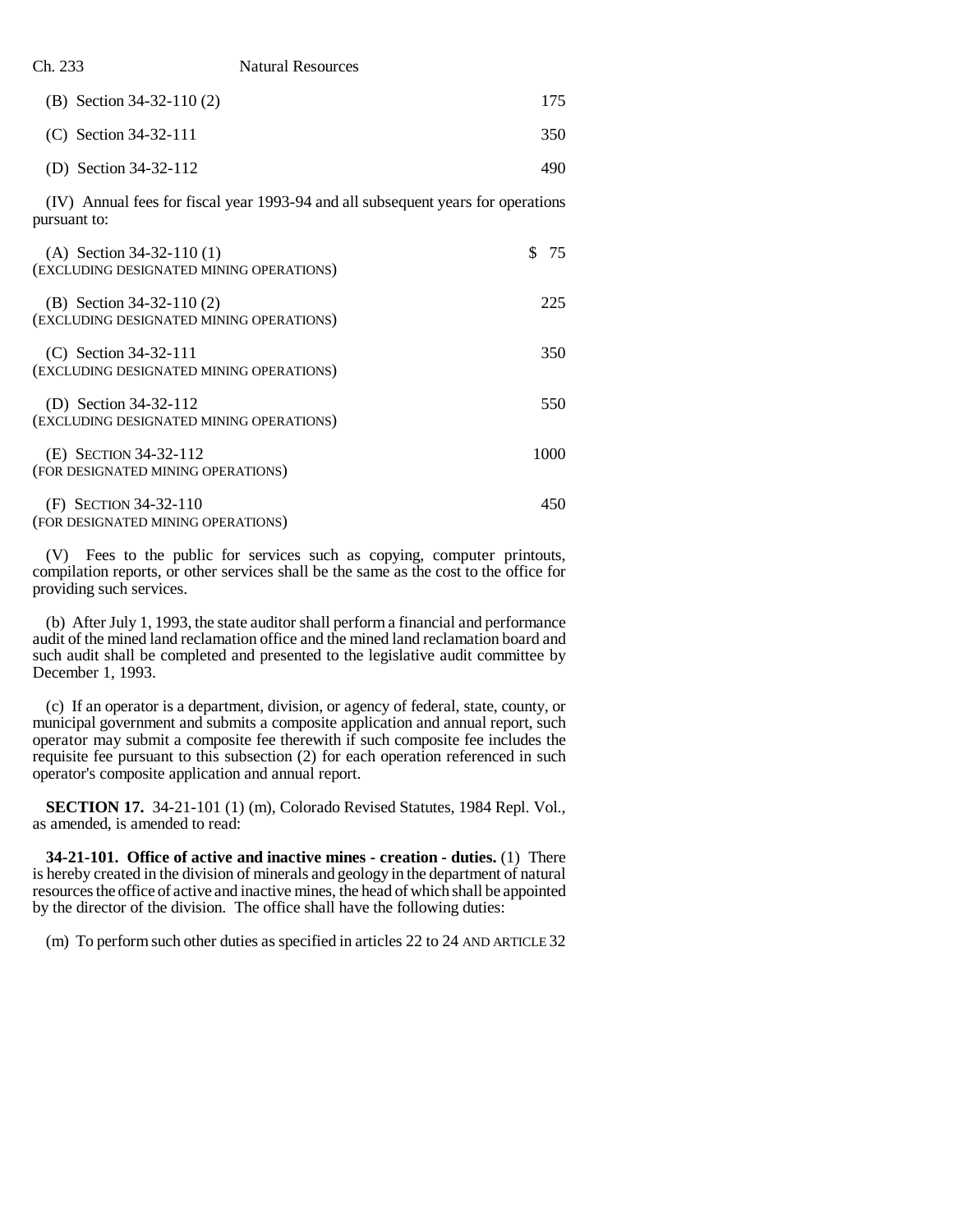(B) Section 34-32-110 (2) 175

(C) Section 34-32-111 350

(D) Section 34-32-112 490

(IV) Annual fees for fiscal year 1993-94 and all subsequent years for operations pursuant to:

(A) Section 34-32-110 (1) (EXCLUDING DESIGNATED MINING OPERATIONS) $ 75

(B) Section 34-32-110 (2) (EXCLUDING DESIGNATED MINING OPERATIONS) 225

(C) Section 34-32-111 (EXCLUDING DESIGNATED MINING OPERATIONS) 350

(D) Section 34-32-112 (EXCLUDING DESIGNATED MINING OPERATIONS) 550

(E) SECTION 34-32-112 (FOR DESIGNATED MINING OPERATIONS) 1000

(F) SECTION 34-32-110 (FOR DESIGNATED MINING OPERATIONS) 450

(V) Fees to the public for services such as copying, computer printouts, compilation reports, or other services shall be the same as the cost to the office for providing such services.

(b) After July 1, 1993, the state auditor shall perform a financial and performance audit of the mined land reclamation office and the mined land reclamation board and such audit shall be completed and presented to the legislative audit committee by December 1, 1993.

(c) If an operator is a department, division, or agency of federal, state, county, or municipal government and submits a composite application and annual report, such operator may submit a composite fee therewith if such composite fee includes the requisite fee pursuant to this subsection (2) for each operation referenced in such operator's composite application and annual report.

**SECTION 17.** 34-21-101 (1) (m), Colorado Revised Statutes, 1984 Repl. Vol., as amended, is amended to read:

**34-21-101. Office of active and inactive mines - creation - duties.** (1) There is hereby created in the division of minerals and geology in the department of natural resources the office of active and inactive mines, the head of which shall be appointed by the director of the division. The office shall have the following duties:

(m) To perform such other duties as specified in articles 22 to 24 AND ARTICLE 32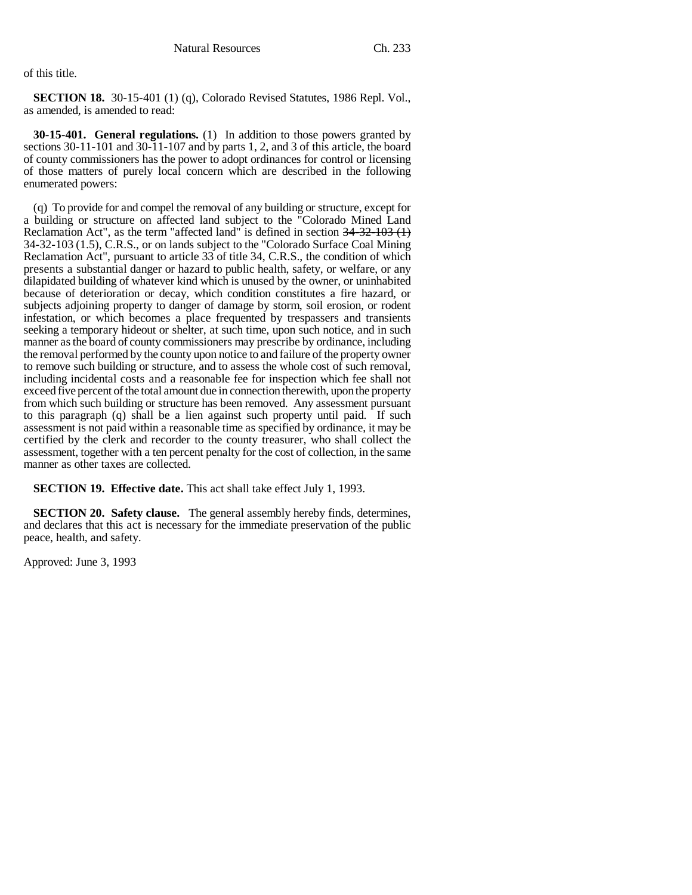of this title.

**SECTION 18.** 30-15-401 (1) (q), Colorado Revised Statutes, 1986 Repl. Vol., as amended, is amended to read:

**30-15-401. General regulations.** (1) In addition to those powers granted by sections 30-11-101 and 30-11-107 and by parts 1, 2, and 3 of this article, the board of county commissioners has the power to adopt ordinances for control or licensing of those matters of purely local concern which are described in the following enumerated powers:

(q) To provide for and compel the removal of any building or structure, except for a building or structure on affected land subject to the "Colorado Mined Land Reclamation Act", as the term "affected land" is defined in section ~~34-32-103 (1)~~ 34-32-103 (1.5), C.R.S., or on lands subject to the "Colorado Surface Coal Mining Reclamation Act", pursuant to article 33 of title 34, C.R.S., the condition of which presents a substantial danger or hazard to public health, safety, or welfare, or any dilapidated building of whatever kind which is unused by the owner, or uninhabited because of deterioration or decay, which condition constitutes a fire hazard, or subjects adjoining property to danger of damage by storm, soil erosion, or rodent infestation, or which becomes a place frequented by trespassers and transients seeking a temporary hideout or shelter, at such time, upon such notice, and in such manner as the board of county commissioners may prescribe by ordinance, including the removal performed by the county upon notice to and failure of the property owner to remove such building or structure, and to assess the whole cost of such removal, including incidental costs and a reasonable fee for inspection which fee shall not exceed five percent of the total amount due in connection therewith, upon the property from which such building or structure has been removed. Any assessment pursuant to this paragraph (q) shall be a lien against such property until paid. If such assessment is not paid within a reasonable time as specified by ordinance, it may be certified by the clerk and recorder to the county treasurer, who shall collect the assessment, together with a ten percent penalty for the cost of collection, in the same manner as other taxes are collected.

**SECTION 19. Effective date.** This act shall take effect July 1, 1993.

**SECTION 20. Safety clause.** The general assembly hereby finds, determines, and declares that this act is necessary for the immediate preservation of the public peace, health, and safety.

Approved: June 3, 1993